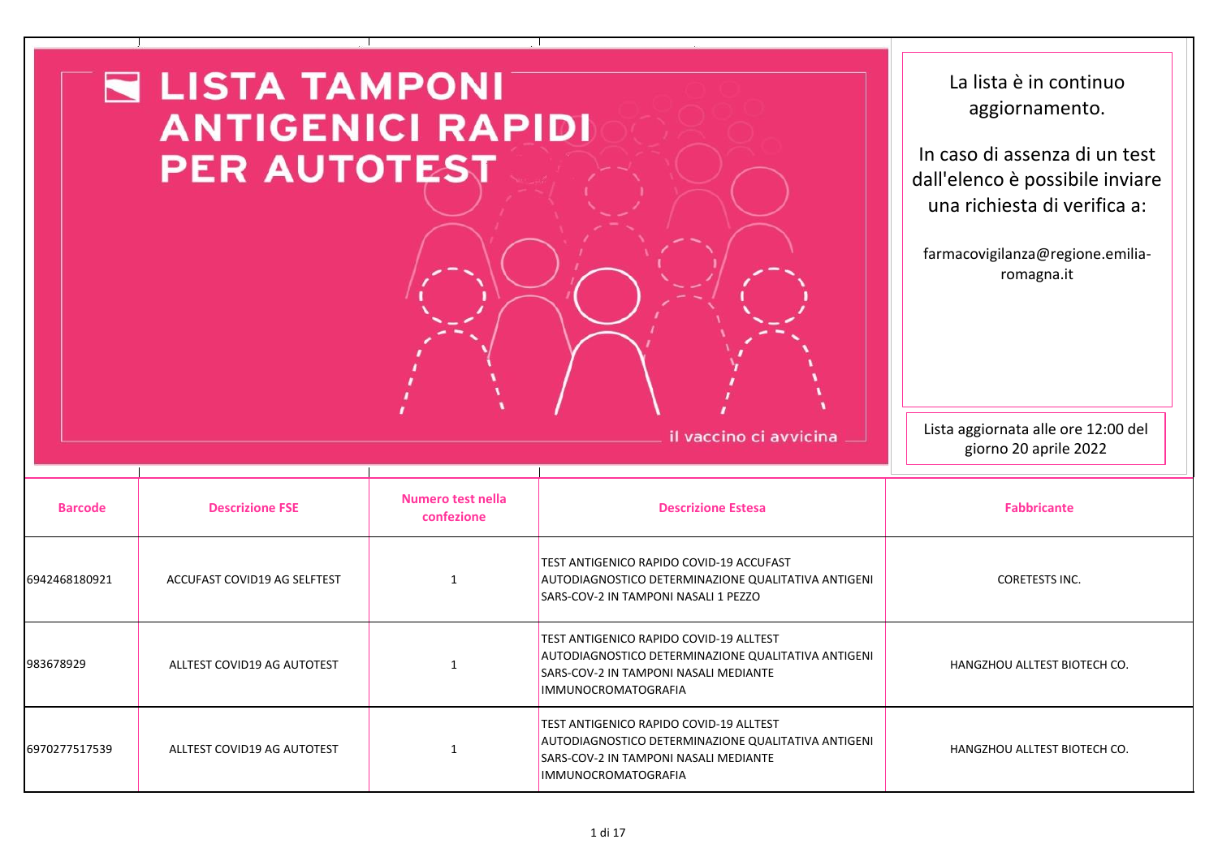# LISTA TAMPONI ANTIGENICI RAPIDI PER AUTOTEST

il vaccino ci avvicina

La lista è in continuo aggiornamento.

In caso di assenza di un test dall'elenco è possibile inviare una richiesta di verifica a:

farmacovigilanza@regione.emilia-romagna.it

Lista aggiornata alle ore 12:00 del giorno 20 aprile 2022

| Barcode | Descrizione FSE | Numero test nella confezione | Descrizione Estesa | Fabbricante |
|---|---|---|---|---|
| 6942468180921 | ACCUFAST COVID19 AG SELFTEST | 1 | TEST ANTIGENICO RAPIDO COVID-19 ACCUFAST AUTODIAGNOSTICO DETERMINAZIONE QUALITATIVA ANTIGENI SARS-COV-2 IN TAMPONI NASALI 1 PEZZO | CORETESTS INC. |
| 983678929 | ALLTEST COVID19 AG AUTOTEST | 1 | TEST ANTIGENICO RAPIDO COVID-19 ALLTEST AUTODIAGNOSTICO DETERMINAZIONE QUALITATIVA ANTIGENI SARS-COV-2 IN TAMPONI NASALI MEDIANTE IMMUNOCROMATOGRAFIA | HANGZHOU ALLTEST BIOTECH CO. |
| 6970277517539 | ALLTEST COVID19 AG AUTOTEST | 1 | TEST ANTIGENICO RAPIDO COVID-19 ALLTEST AUTODIAGNOSTICO DETERMINAZIONE QUALITATIVA ANTIGENI SARS-COV-2 IN TAMPONI NASALI MEDIANTE IMMUNOCROMATOGRAFIA | HANGZHOU ALLTEST BIOTECH CO. |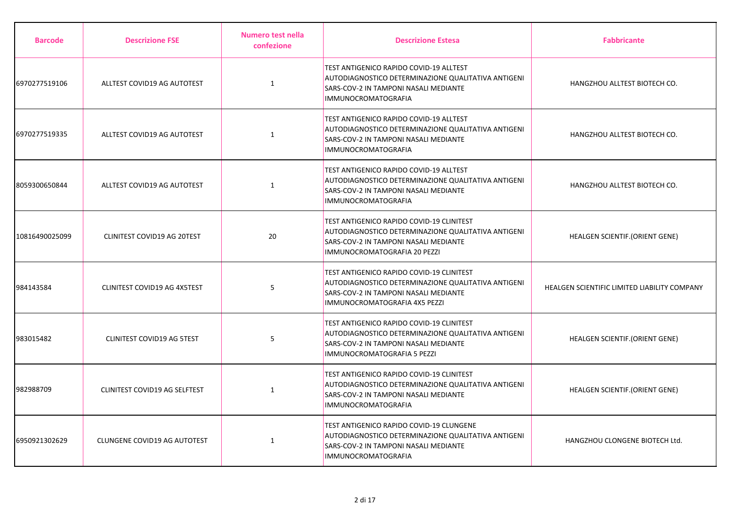| Barcode | Descrizione FSE | Numero test nella confezione | Descrizione Estesa | Fabbricante |
|---|---|---|---|---|
| 6970277519106 | ALLTEST COVID19 AG AUTOTEST | 1 | TEST ANTIGENICO RAPIDO COVID-19 ALLTEST AUTODIAGNOSTICO DETERMINAZIONE QUALITATIVA ANTIGENI SARS-COV-2 IN TAMPONI NASALI MEDIANTE IMMUNOCROMATOGRAFIA | HANGZHOU ALLTEST BIOTECH CO. |
| 6970277519335 | ALLTEST COVID19 AG AUTOTEST | 1 | TEST ANTIGENICO RAPIDO COVID-19 ALLTEST AUTODIAGNOSTICO DETERMINAZIONE QUALITATIVA ANTIGENI SARS-COV-2 IN TAMPONI NASALI MEDIANTE IMMUNOCROMATOGRAFIA | HANGZHOU ALLTEST BIOTECH CO. |
| 8059300650844 | ALLTEST COVID19 AG AUTOTEST | 1 | TEST ANTIGENICO RAPIDO COVID-19 ALLTEST AUTODIAGNOSTICO DETERMINAZIONE QUALITATIVA ANTIGENI SARS-COV-2 IN TAMPONI NASALI MEDIANTE IMMUNOCROMATOGRAFIA | HANGZHOU ALLTEST BIOTECH CO. |
| 10816490025099 | CLINITEST COVID19 AG 20TEST | 20 | TEST ANTIGENICO RAPIDO COVID-19 CLINITEST AUTODIAGNOSTICO DETERMINAZIONE QUALITATIVA ANTIGENI SARS-COV-2 IN TAMPONI NASALI MEDIANTE IMMUNOCROMATOGRAFIA 20 PEZZI | HEALGEN SCIENTIF.(ORIENT GENE) |
| 984143584 | CLINITEST COVID19 AG 4X5TEST | 5 | TEST ANTIGENICO RAPIDO COVID-19 CLINITEST AUTODIAGNOSTICO DETERMINAZIONE QUALITATIVA ANTIGENI SARS-COV-2 IN TAMPONI NASALI MEDIANTE IMMUNOCROMATOGRAFIA 4X5 PEZZI | HEALGEN SCIENTIFIC LIMITED LIABILITY COMPANY |
| 983015482 | CLINITEST COVID19 AG 5TEST | 5 | TEST ANTIGENICO RAPIDO COVID-19 CLINITEST AUTODIAGNOSTICO DETERMINAZIONE QUALITATIVA ANTIGENI SARS-COV-2 IN TAMPONI NASALI MEDIANTE IMMUNOCROMATOGRAFIA 5 PEZZI | HEALGEN SCIENTIF.(ORIENT GENE) |
| 982988709 | CLINITEST COVID19 AG SELFTEST | 1 | TEST ANTIGENICO RAPIDO COVID-19 CLINITEST AUTODIAGNOSTICO DETERMINAZIONE QUALITATIVA ANTIGENI SARS-COV-2 IN TAMPONI NASALI MEDIANTE IMMUNOCROMATOGRAFIA | HEALGEN SCIENTIF.(ORIENT GENE) |
| 6950921302629 | CLUNGENE COVID19 AG AUTOTEST | 1 | TEST ANTIGENICO RAPIDO COVID-19 CLUNGENE AUTODIAGNOSTICO DETERMINAZIONE QUALITATIVA ANTIGENI SARS-COV-2 IN TAMPONI NASALI MEDIANTE IMMUNOCROMATOGRAFIA | HANGZHOU CLONGENE BIOTECH Ltd. |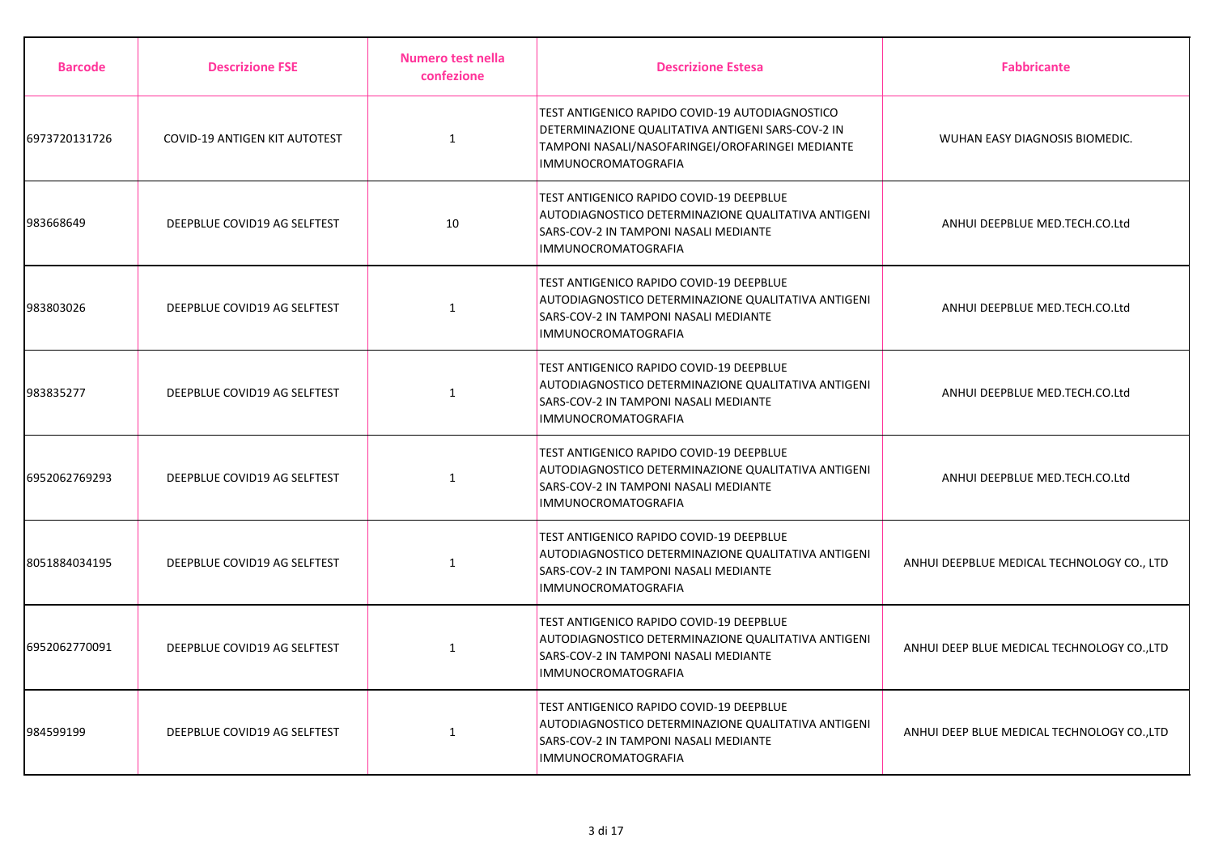| Barcode | Descrizione FSE | Numero test nella confezione | Descrizione Estesa | Fabbricante |
|---|---|---|---|---|
| 6973720131726 | COVID-19 ANTIGEN KIT AUTOTEST | 1 | TEST ANTIGENICO RAPIDO COVID-19 AUTODIAGNOSTICO DETERMINAZIONE QUALITATIVA ANTIGENI SARS-COV-2 IN TAMPONI NASALI/NASOFARINGEI/OROFARINGEI MEDIANTE IMMUNOCROMATOGRAFIA | WUHAN EASY DIAGNOSIS BIOMEDIC. |
| 983668649 | DEEPBLUE COVID19 AG SELFTEST | 10 | TEST ANTIGENICO RAPIDO COVID-19 DEEPBLUE AUTODIAGNOSTICO DETERMINAZIONE QUALITATIVA ANTIGENI SARS-COV-2 IN TAMPONI NASALI MEDIANTE IMMUNOCROMATOGRAFIA | ANHUI DEEPBLUE MED.TECH.CO.Ltd |
| 983803026 | DEEPBLUE COVID19 AG SELFTEST | 1 | TEST ANTIGENICO RAPIDO COVID-19 DEEPBLUE AUTODIAGNOSTICO DETERMINAZIONE QUALITATIVA ANTIGENI SARS-COV-2 IN TAMPONI NASALI MEDIANTE IMMUNOCROMATOGRAFIA | ANHUI DEEPBLUE MED.TECH.CO.Ltd |
| 983835277 | DEEPBLUE COVID19 AG SELFTEST | 1 | TEST ANTIGENICO RAPIDO COVID-19 DEEPBLUE AUTODIAGNOSTICO DETERMINAZIONE QUALITATIVA ANTIGENI SARS-COV-2 IN TAMPONI NASALI MEDIANTE IMMUNOCROMATOGRAFIA | ANHUI DEEPBLUE MED.TECH.CO.Ltd |
| 6952062769293 | DEEPBLUE COVID19 AG SELFTEST | 1 | TEST ANTIGENICO RAPIDO COVID-19 DEEPBLUE AUTODIAGNOSTICO DETERMINAZIONE QUALITATIVA ANTIGENI SARS-COV-2 IN TAMPONI NASALI MEDIANTE IMMUNOCROMATOGRAFIA | ANHUI DEEPBLUE MED.TECH.CO.Ltd |
| 8051884034195 | DEEPBLUE COVID19 AG SELFTEST | 1 | TEST ANTIGENICO RAPIDO COVID-19 DEEPBLUE AUTODIAGNOSTICO DETERMINAZIONE QUALITATIVA ANTIGENI SARS-COV-2 IN TAMPONI NASALI MEDIANTE IMMUNOCROMATOGRAFIA | ANHUI DEEPBLUE MEDICAL TECHNOLOGY CO., LTD |
| 6952062770091 | DEEPBLUE COVID19 AG SELFTEST | 1 | TEST ANTIGENICO RAPIDO COVID-19 DEEPBLUE AUTODIAGNOSTICO DETERMINAZIONE QUALITATIVA ANTIGENI SARS-COV-2 IN TAMPONI NASALI MEDIANTE IMMUNOCROMATOGRAFIA | ANHUI DEEP BLUE MEDICAL TECHNOLOGY CO.,LTD |
| 984599199 | DEEPBLUE COVID19 AG SELFTEST | 1 | TEST ANTIGENICO RAPIDO COVID-19 DEEPBLUE AUTODIAGNOSTICO DETERMINAZIONE QUALITATIVA ANTIGENI SARS-COV-2 IN TAMPONI NASALI MEDIANTE IMMUNOCROMATOGRAFIA | ANHUI DEEP BLUE MEDICAL TECHNOLOGY CO.,LTD |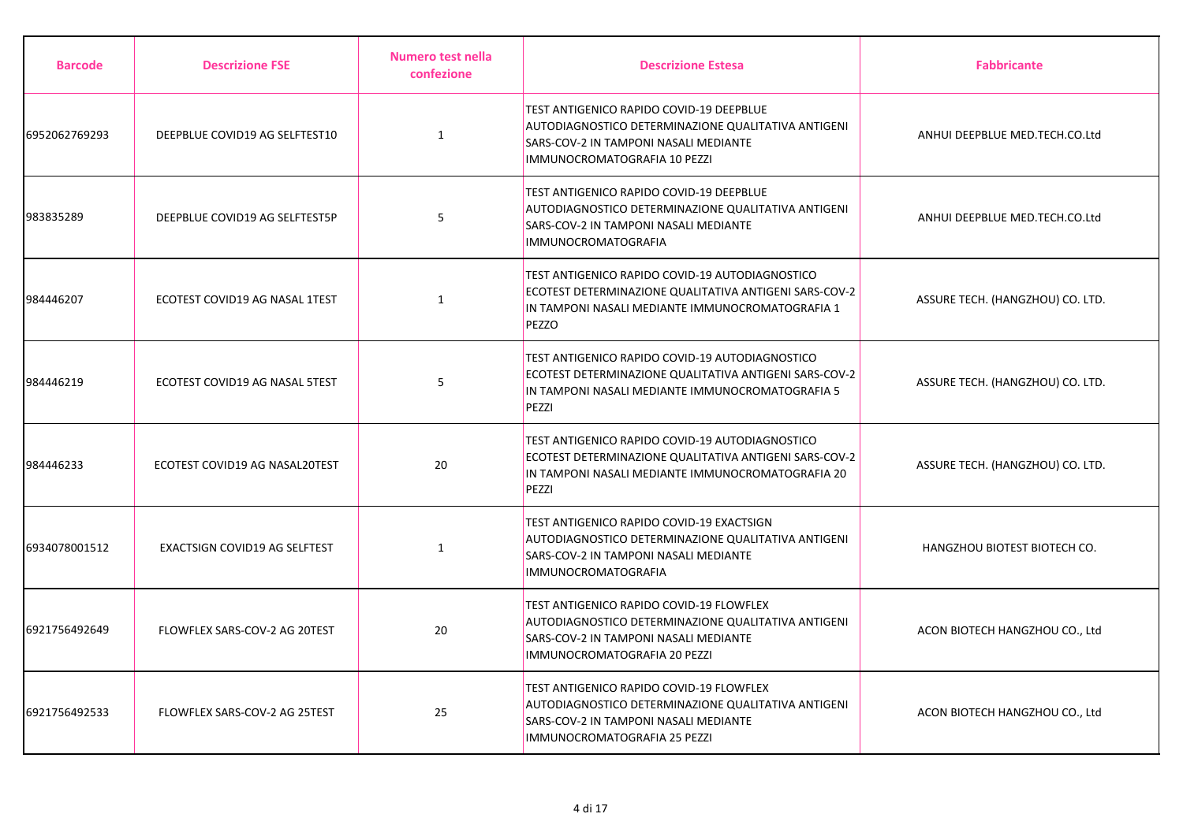| Barcode | Descrizione FSE | Numero test nella confezione | Descrizione Estesa | Fabbricante |
|---|---|---|---|---|
| 6952062769293 | DEEPBLUE COVID19 AG SELFTEST10 | 1 | TEST ANTIGENICO RAPIDO COVID-19 DEEPBLUE AUTODIAGNOSTICO DETERMINAZIONE QUALITATIVA ANTIGENI SARS-COV-2 IN TAMPONI NASALI MEDIANTE IMMUNOCROMATOGRAFIA 10 PEZZI | ANHUI DEEPBLUE MED.TECH.CO.Ltd |
| 983835289 | DEEPBLUE COVID19 AG SELFTEST5P | 5 | TEST ANTIGENICO RAPIDO COVID-19 DEEPBLUE AUTODIAGNOSTICO DETERMINAZIONE QUALITATIVA ANTIGENI SARS-COV-2 IN TAMPONI NASALI MEDIANTE IMMUNOCROMATOGRAFIA | ANHUI DEEPBLUE MED.TECH.CO.Ltd |
| 984446207 | ECOTEST COVID19 AG NASAL 1TEST | 1 | TEST ANTIGENICO RAPIDO COVID-19 AUTODIAGNOSTICO ECOTEST DETERMINAZIONE QUALITATIVA ANTIGENI SARS-COV-2 IN TAMPONI NASALI MEDIANTE IMMUNOCROMATOGRAFIA 1 PEZZO | ASSURE TECH. (HANGZHOU) CO. LTD. |
| 984446219 | ECOTEST COVID19 AG NASAL 5TEST | 5 | TEST ANTIGENICO RAPIDO COVID-19 AUTODIAGNOSTICO ECOTEST DETERMINAZIONE QUALITATIVA ANTIGENI SARS-COV-2 IN TAMPONI NASALI MEDIANTE IMMUNOCROMATOGRAFIA 5 PEZZI | ASSURE TECH. (HANGZHOU) CO. LTD. |
| 984446233 | ECOTEST COVID19 AG NASAL20TEST | 20 | TEST ANTIGENICO RAPIDO COVID-19 AUTODIAGNOSTICO ECOTEST DETERMINAZIONE QUALITATIVA ANTIGENI SARS-COV-2 IN TAMPONI NASALI MEDIANTE IMMUNOCROMATOGRAFIA 20 PEZZI | ASSURE TECH. (HANGZHOU) CO. LTD. |
| 6934078001512 | EXACTSIGN COVID19 AG SELFTEST | 1 | TEST ANTIGENICO RAPIDO COVID-19 EXACTSIGN AUTODIAGNOSTICO DETERMINAZIONE QUALITATIVA ANTIGENI SARS-COV-2 IN TAMPONI NASALI MEDIANTE IMMUNOCROMATOGRAFIA | HANGZHOU BIOTEST BIOTECH CO. |
| 6921756492649 | FLOWFLEX SARS-COV-2 AG 20TEST | 20 | TEST ANTIGENICO RAPIDO COVID-19 FLOWFLEX AUTODIAGNOSTICO DETERMINAZIONE QUALITATIVA ANTIGENI SARS-COV-2 IN TAMPONI NASALI MEDIANTE IMMUNOCROMATOGRAFIA 20 PEZZI | ACON BIOTECH HANGZHOU CO., Ltd |
| 6921756492533 | FLOWFLEX SARS-COV-2 AG 25TEST | 25 | TEST ANTIGENICO RAPIDO COVID-19 FLOWFLEX AUTODIAGNOSTICO DETERMINAZIONE QUALITATIVA ANTIGENI SARS-COV-2 IN TAMPONI NASALI MEDIANTE IMMUNOCROMATOGRAFIA 25 PEZZI | ACON BIOTECH HANGZHOU CO., Ltd |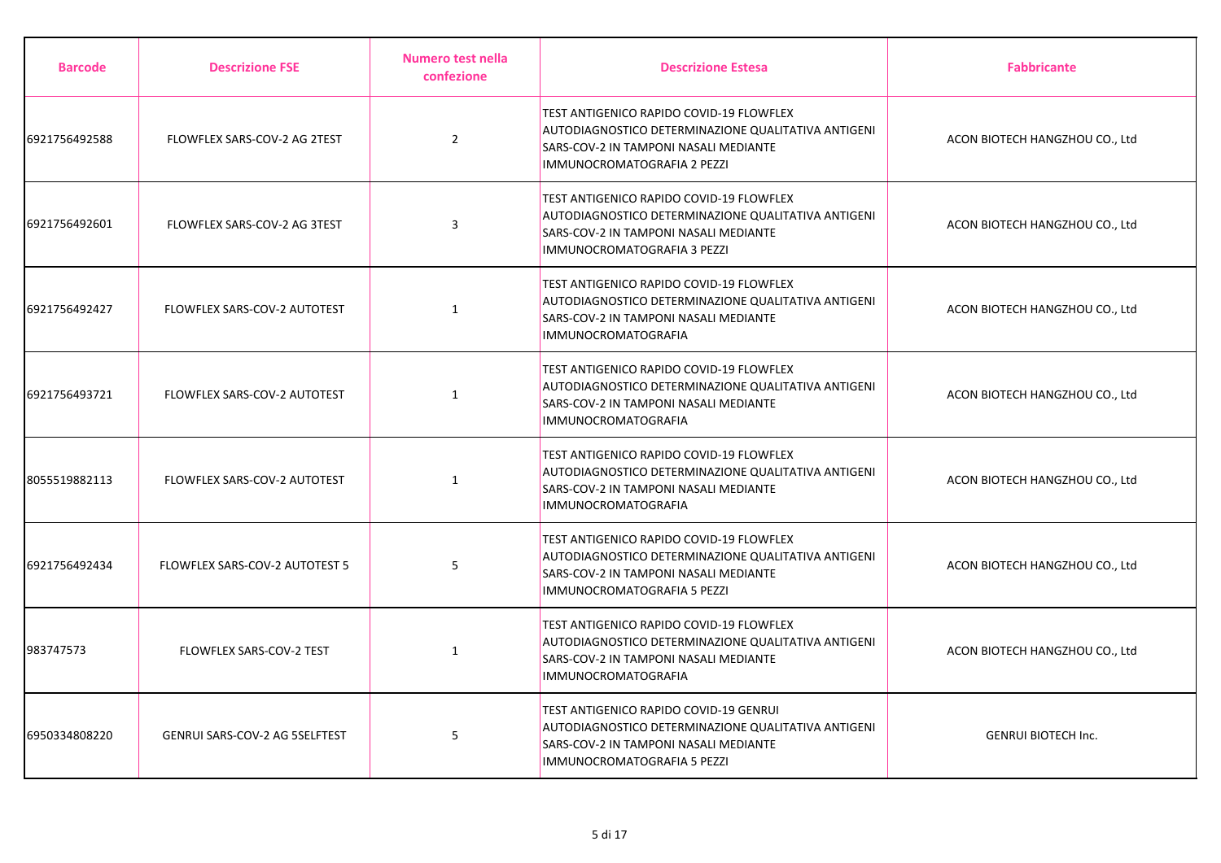| Barcode | Descrizione FSE | Numero test nella confezione | Descrizione Estesa | Fabbricante |
| --- | --- | --- | --- | --- |
| 6921756492588 | FLOWFLEX SARS-COV-2 AG 2TEST | 2 | TEST ANTIGENICO RAPIDO COVID-19 FLOWFLEX AUTODIAGNOSTICO DETERMINAZIONE QUALITATIVA ANTIGENI SARS-COV-2 IN TAMPONI NASALI MEDIANTE IMMUNOCROMATOGRAFIA 2 PEZZI | ACON BIOTECH HANGZHOU CO., Ltd |
| 6921756492601 | FLOWFLEX SARS-COV-2 AG 3TEST | 3 | TEST ANTIGENICO RAPIDO COVID-19 FLOWFLEX AUTODIAGNOSTICO DETERMINAZIONE QUALITATIVA ANTIGENI SARS-COV-2 IN TAMPONI NASALI MEDIANTE IMMUNOCROMATOGRAFIA 3 PEZZI | ACON BIOTECH HANGZHOU CO., Ltd |
| 6921756492427 | FLOWFLEX SARS-COV-2 AUTOTEST | 1 | TEST ANTIGENICO RAPIDO COVID-19 FLOWFLEX AUTODIAGNOSTICO DETERMINAZIONE QUALITATIVA ANTIGENI SARS-COV-2 IN TAMPONI NASALI MEDIANTE IMMUNOCROMATOGRAFIA | ACON BIOTECH HANGZHOU CO., Ltd |
| 6921756493721 | FLOWFLEX SARS-COV-2 AUTOTEST | 1 | TEST ANTIGENICO RAPIDO COVID-19 FLOWFLEX AUTODIAGNOSTICO DETERMINAZIONE QUALITATIVA ANTIGENI SARS-COV-2 IN TAMPONI NASALI MEDIANTE IMMUNOCROMATOGRAFIA | ACON BIOTECH HANGZHOU CO., Ltd |
| 8055519882113 | FLOWFLEX SARS-COV-2 AUTOTEST | 1 | TEST ANTIGENICO RAPIDO COVID-19 FLOWFLEX AUTODIAGNOSTICO DETERMINAZIONE QUALITATIVA ANTIGENI SARS-COV-2 IN TAMPONI NASALI MEDIANTE IMMUNOCROMATOGRAFIA | ACON BIOTECH HANGZHOU CO., Ltd |
| 6921756492434 | FLOWFLEX SARS-COV-2 AUTOTEST 5 | 5 | TEST ANTIGENICO RAPIDO COVID-19 FLOWFLEX AUTODIAGNOSTICO DETERMINAZIONE QUALITATIVA ANTIGENI SARS-COV-2 IN TAMPONI NASALI MEDIANTE IMMUNOCROMATOGRAFIA 5 PEZZI | ACON BIOTECH HANGZHOU CO., Ltd |
| 983747573 | FLOWFLEX SARS-COV-2 TEST | 1 | TEST ANTIGENICO RAPIDO COVID-19 FLOWFLEX AUTODIAGNOSTICO DETERMINAZIONE QUALITATIVA ANTIGENI SARS-COV-2 IN TAMPONI NASALI MEDIANTE IMMUNOCROMATOGRAFIA | ACON BIOTECH HANGZHOU CO., Ltd |
| 6950334808220 | GENRUI SARS-COV-2 AG 5SELFTEST | 5 | TEST ANTIGENICO RAPIDO COVID-19 GENRUI AUTODIAGNOSTICO DETERMINAZIONE QUALITATIVA ANTIGENI SARS-COV-2 IN TAMPONI NASALI MEDIANTE IMMUNOCROMATOGRAFIA 5 PEZZI | GENRUI BIOTECH Inc. |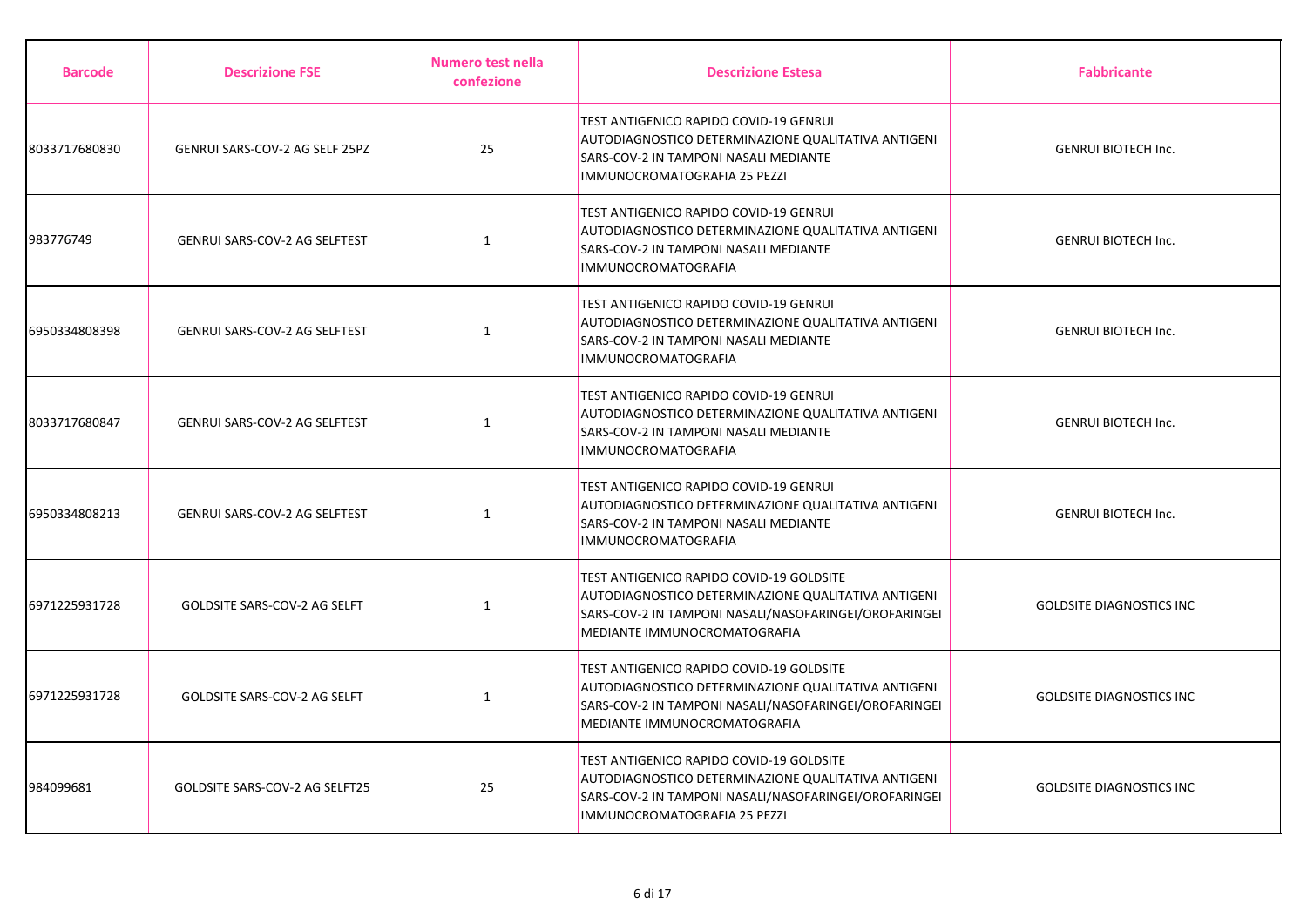| Barcode | Descrizione FSE | Numero test nella confezione | Descrizione Estesa | Fabbricante |
|---|---|---|---|---|
| 8033717680830 | GENRUI SARS-COV-2 AG SELF 25PZ | 25 | TEST ANTIGENICO RAPIDO COVID-19 GENRUI AUTODIAGNOSTICO DETERMINAZIONE QUALITATIVA ANTIGENI SARS-COV-2 IN TAMPONI NASALI MEDIANTE IMMUNOCROMATOGRAFIA 25 PEZZI | GENRUI BIOTECH Inc. |
| 983776749 | GENRUI SARS-COV-2 AG SELFTEST | 1 | TEST ANTIGENICO RAPIDO COVID-19 GENRUI AUTODIAGNOSTICO DETERMINAZIONE QUALITATIVA ANTIGENI SARS-COV-2 IN TAMPONI NASALI MEDIANTE IMMUNOCROMATOGRAFIA | GENRUI BIOTECH Inc. |
| 6950334808398 | GENRUI SARS-COV-2 AG SELFTEST | 1 | TEST ANTIGENICO RAPIDO COVID-19 GENRUI AUTODIAGNOSTICO DETERMINAZIONE QUALITATIVA ANTIGENI SARS-COV-2 IN TAMPONI NASALI MEDIANTE IMMUNOCROMATOGRAFIA | GENRUI BIOTECH Inc. |
| 8033717680847 | GENRUI SARS-COV-2 AG SELFTEST | 1 | TEST ANTIGENICO RAPIDO COVID-19 GENRUI AUTODIAGNOSTICO DETERMINAZIONE QUALITATIVA ANTIGENI SARS-COV-2 IN TAMPONI NASALI MEDIANTE IMMUNOCROMATOGRAFIA | GENRUI BIOTECH Inc. |
| 6950334808213 | GENRUI SARS-COV-2 AG SELFTEST | 1 | TEST ANTIGENICO RAPIDO COVID-19 GENRUI AUTODIAGNOSTICO DETERMINAZIONE QUALITATIVA ANTIGENI SARS-COV-2 IN TAMPONI NASALI MEDIANTE IMMUNOCROMATOGRAFIA | GENRUI BIOTECH Inc. |
| 6971225931728 | GOLDSITE SARS-COV-2 AG SELFT | 1 | TEST ANTIGENICO RAPIDO COVID-19 GOLDSITE AUTODIAGNOSTICO DETERMINAZIONE QUALITATIVA ANTIGENI SARS-COV-2 IN TAMPONI NASALI/NASOFARINGEI/OROFARINGEI MEDIANTE IMMUNOCROMATOGRAFIA | GOLDSITE DIAGNOSTICS INC |
| 6971225931728 | GOLDSITE SARS-COV-2 AG SELFT | 1 | TEST ANTIGENICO RAPIDO COVID-19 GOLDSITE AUTODIAGNOSTICO DETERMINAZIONE QUALITATIVA ANTIGENI SARS-COV-2 IN TAMPONI NASALI/NASOFARINGEI/OROFARINGEI MEDIANTE IMMUNOCROMATOGRAFIA | GOLDSITE DIAGNOSTICS INC |
| 984099681 | GOLDSITE SARS-COV-2 AG SELFT25 | 25 | TEST ANTIGENICO RAPIDO COVID-19 GOLDSITE AUTODIAGNOSTICO DETERMINAZIONE QUALITATIVA ANTIGENI SARS-COV-2 IN TAMPONI NASALI/NASOFARINGEI/OROFARINGEI IMMUNOCROMATOGRAFIA 25 PEZZI | GOLDSITE DIAGNOSTICS INC |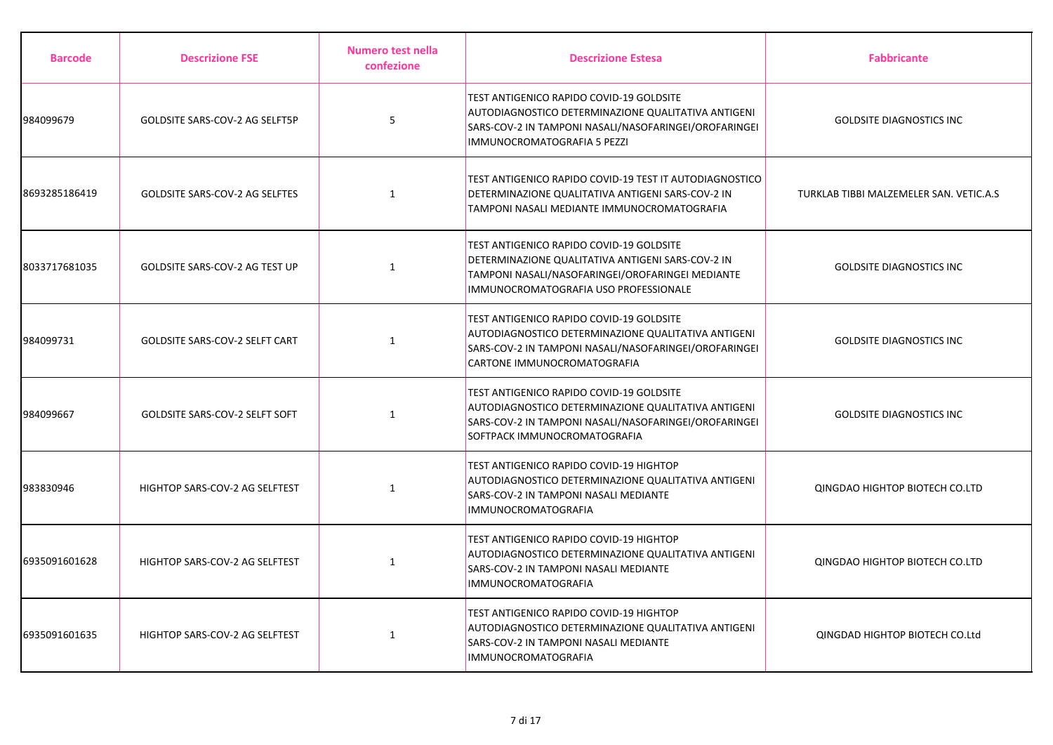| Barcode | Descrizione FSE | Numero test nella confezione | Descrizione Estesa | Fabbricante |
|---|---|---|---|---|
| 984099679 | GOLDSITE SARS-COV-2 AG SELFT5P | 5 | TEST ANTIGENICO RAPIDO COVID-19 GOLDSITE AUTODIAGNOSTICO DETERMINAZIONE QUALITATIVA ANTIGENI SARS-COV-2 IN TAMPONI NASALI/NASOFARINGEI/OROFARINGEI IMMUNOCROMATOGRAFIA 5 PEZZI | GOLDSITE DIAGNOSTICS INC |
| 8693285186419 | GOLDSITE SARS-COV-2 AG SELFTES | 1 | TEST ANTIGENICO RAPIDO COVID-19 TEST IT AUTODIAGNOSTICO DETERMINAZIONE QUALITATIVA ANTIGENI SARS-COV-2 IN TAMPONI NASALI MEDIANTE IMMUNOCROMATOGRAFIA | TURKLAB TIBBI MALZEMELER SAN. VETIC.A.S |
| 8033717681035 | GOLDSITE SARS-COV-2 AG TEST UP | 1 | TEST ANTIGENICO RAPIDO COVID-19 GOLDSITE DETERMINAZIONE QUALITATIVA ANTIGENI SARS-COV-2 IN TAMPONI NASALI/NASOFARINGEI/OROFARINGEI MEDIANTE IMMUNOCROMATOGRAFIA USO PROFESSIONALE | GOLDSITE DIAGNOSTICS INC |
| 984099731 | GOLDSITE SARS-COV-2 SELFT CART | 1 | TEST ANTIGENICO RAPIDO COVID-19 GOLDSITE AUTODIAGNOSTICO DETERMINAZIONE QUALITATIVA ANTIGENI SARS-COV-2 IN TAMPONI NASALI/NASOFARINGEI/OROFARINGEI CARTONE IMMUNOCROMATOGRAFIA | GOLDSITE DIAGNOSTICS INC |
| 984099667 | GOLDSITE SARS-COV-2 SELFT SOFT | 1 | TEST ANTIGENICO RAPIDO COVID-19 GOLDSITE AUTODIAGNOSTICO DETERMINAZIONE QUALITATIVA ANTIGENI SARS-COV-2 IN TAMPONI NASALI/NASOFARINGEI/OROFARINGEI SOFTPACK IMMUNOCROMATOGRAFIA | GOLDSITE DIAGNOSTICS INC |
| 983830946 | HIGHTOP SARS-COV-2 AG SELFTEST | 1 | TEST ANTIGENICO RAPIDO COVID-19 HIGHTOP AUTODIAGNOSTICO DETERMINAZIONE QUALITATIVA ANTIGENI SARS-COV-2 IN TAMPONI NASALI MEDIANTE IMMUNOCROMATOGRAFIA | QINGDAO HIGHTOP BIOTECH CO.LTD |
| 6935091601628 | HIGHTOP SARS-COV-2 AG SELFTEST | 1 | TEST ANTIGENICO RAPIDO COVID-19 HIGHTOP AUTODIAGNOSTICO DETERMINAZIONE QUALITATIVA ANTIGENI SARS-COV-2 IN TAMPONI NASALI MEDIANTE IMMUNOCROMATOGRAFIA | QINGDAO HIGHTOP BIOTECH CO.LTD |
| 6935091601635 | HIGHTOP SARS-COV-2 AG SELFTEST | 1 | TEST ANTIGENICO RAPIDO COVID-19 HIGHTOP AUTODIAGNOSTICO DETERMINAZIONE QUALITATIVA ANTIGENI SARS-COV-2 IN TAMPONI NASALI MEDIANTE IMMUNOCROMATOGRAFIA | QINGDAD HIGHTOP BIOTECH CO.Ltd |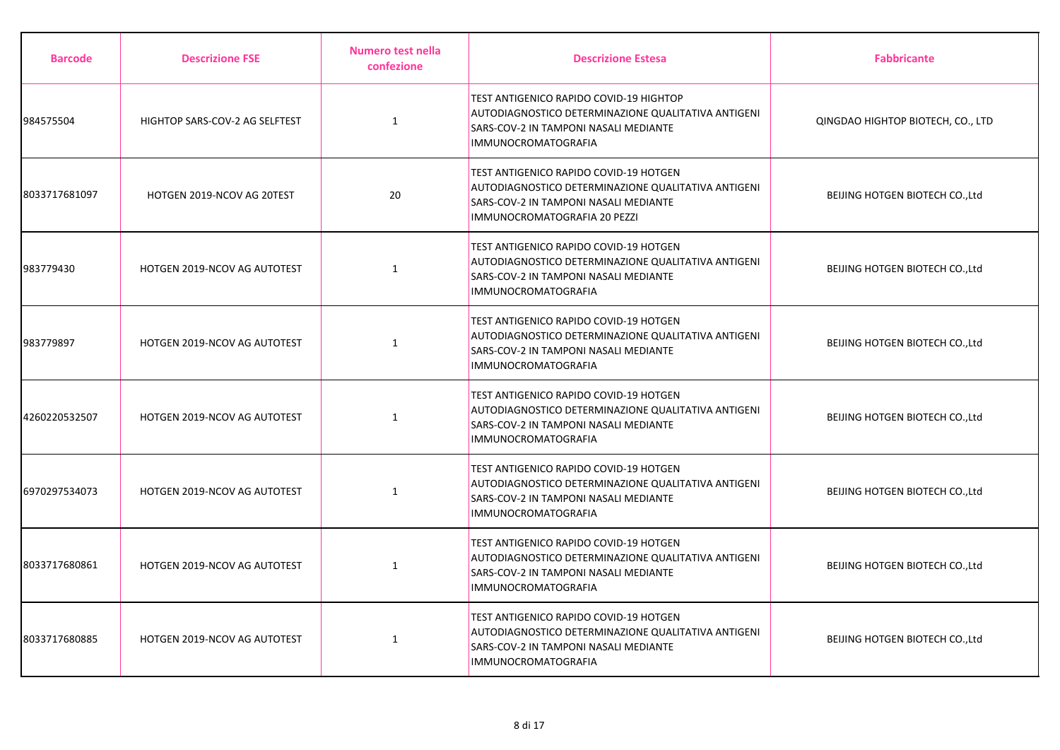| Barcode | Descrizione FSE | Numero test nella confezione | Descrizione Estesa | Fabbricante |
| --- | --- | --- | --- | --- |
| 984575504 | HIGHTOP SARS-COV-2 AG SELFTEST | 1 | TEST ANTIGENICO RAPIDO COVID-19 HIGHTOP AUTODIAGNOSTICO DETERMINAZIONE QUALITATIVA ANTIGENI SARS-COV-2 IN TAMPONI NASALI MEDIANTE IMMUNOCROMATOGRAFIA | QINGDAO HIGHTOP BIOTECH, CO., LTD |
| 8033717681097 | HOTGEN 2019-NCOV AG 20TEST | 20 | TEST ANTIGENICO RAPIDO COVID-19 HOTGEN AUTODIAGNOSTICO DETERMINAZIONE QUALITATIVA ANTIGENI SARS-COV-2 IN TAMPONI NASALI MEDIANTE IMMUNOCROMATOGRAFIA 20 PEZZI | BEIJING HOTGEN BIOTECH CO.,Ltd |
| 983779430 | HOTGEN 2019-NCOV AG AUTOTEST | 1 | TEST ANTIGENICO RAPIDO COVID-19 HOTGEN AUTODIAGNOSTICO DETERMINAZIONE QUALITATIVA ANTIGENI SARS-COV-2 IN TAMPONI NASALI MEDIANTE IMMUNOCROMATOGRAFIA | BEIJING HOTGEN BIOTECH CO.,Ltd |
| 983779897 | HOTGEN 2019-NCOV AG AUTOTEST | 1 | TEST ANTIGENICO RAPIDO COVID-19 HOTGEN AUTODIAGNOSTICO DETERMINAZIONE QUALITATIVA ANTIGENI SARS-COV-2 IN TAMPONI NASALI MEDIANTE IMMUNOCROMATOGRAFIA | BEIJING HOTGEN BIOTECH CO.,Ltd |
| 4260220532507 | HOTGEN 2019-NCOV AG AUTOTEST | 1 | TEST ANTIGENICO RAPIDO COVID-19 HOTGEN AUTODIAGNOSTICO DETERMINAZIONE QUALITATIVA ANTIGENI SARS-COV-2 IN TAMPONI NASALI MEDIANTE IMMUNOCROMATOGRAFIA | BEIJING HOTGEN BIOTECH CO.,Ltd |
| 6970297534073 | HOTGEN 2019-NCOV AG AUTOTEST | 1 | TEST ANTIGENICO RAPIDO COVID-19 HOTGEN AUTODIAGNOSTICO DETERMINAZIONE QUALITATIVA ANTIGENI SARS-COV-2 IN TAMPONI NASALI MEDIANTE IMMUNOCROMATOGRAFIA | BEIJING HOTGEN BIOTECH CO.,Ltd |
| 8033717680861 | HOTGEN 2019-NCOV AG AUTOTEST | 1 | TEST ANTIGENICO RAPIDO COVID-19 HOTGEN AUTODIAGNOSTICO DETERMINAZIONE QUALITATIVA ANTIGENI SARS-COV-2 IN TAMPONI NASALI MEDIANTE IMMUNOCROMATOGRAFIA | BEIJING HOTGEN BIOTECH CO.,Ltd |
| 8033717680885 | HOTGEN 2019-NCOV AG AUTOTEST | 1 | TEST ANTIGENICO RAPIDO COVID-19 HOTGEN AUTODIAGNOSTICO DETERMINAZIONE QUALITATIVA ANTIGENI SARS-COV-2 IN TAMPONI NASALI MEDIANTE IMMUNOCROMATOGRAFIA | BEIJING HOTGEN BIOTECH CO.,Ltd |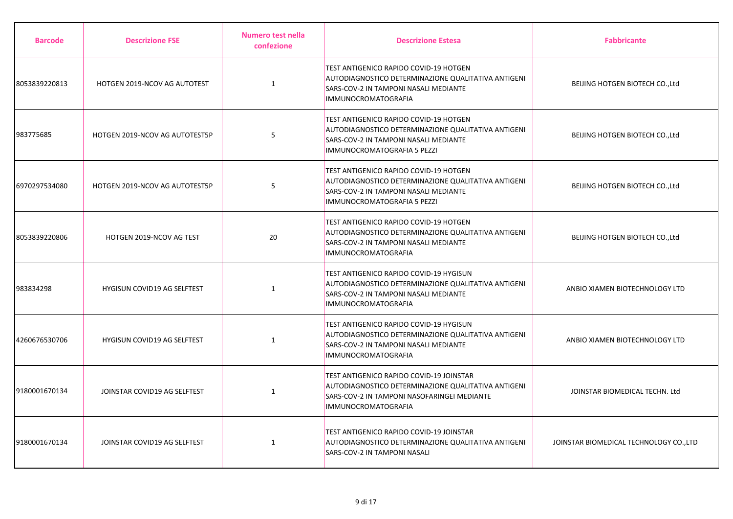| Barcode | Descrizione FSE | Numero test nella confezione | Descrizione Estesa | Fabbricante |
| --- | --- | --- | --- | --- |
| 8053839220813 | HOTGEN 2019-NCOV AG AUTOTEST | 1 | TEST ANTIGENICO RAPIDO COVID-19 HOTGEN AUTODIAGNOSTICO DETERMINAZIONE QUALITATIVA ANTIGENI SARS-COV-2 IN TAMPONI NASALI MEDIANTE IMMUNOCROMATOGRAFIA | BEIJING HOTGEN BIOTECH CO.,Ltd |
| 983775685 | HOTGEN 2019-NCOV AG AUTOTEST5P | 5 | TEST ANTIGENICO RAPIDO COVID-19 HOTGEN AUTODIAGNOSTICO DETERMINAZIONE QUALITATIVA ANTIGENI SARS-COV-2 IN TAMPONI NASALI MEDIANTE IMMUNOCROMATOGRAFIA 5 PEZZI | BEIJING HOTGEN BIOTECH CO.,Ltd |
| 6970297534080 | HOTGEN 2019-NCOV AG AUTOTEST5P | 5 | TEST ANTIGENICO RAPIDO COVID-19 HOTGEN AUTODIAGNOSTICO DETERMINAZIONE QUALITATIVA ANTIGENI SARS-COV-2 IN TAMPONI NASALI MEDIANTE IMMUNOCROMATOGRAFIA 5 PEZZI | BEIJING HOTGEN BIOTECH CO.,Ltd |
| 8053839220806 | HOTGEN 2019-NCOV AG TEST | 20 | TEST ANTIGENICO RAPIDO COVID-19 HOTGEN AUTODIAGNOSTICO DETERMINAZIONE QUALITATIVA ANTIGENI SARS-COV-2 IN TAMPONI NASALI MEDIANTE IMMUNOCROMATOGRAFIA | BEIJING HOTGEN BIOTECH CO.,Ltd |
| 983834298 | HYGISUN COVID19 AG SELFTEST | 1 | TEST ANTIGENICO RAPIDO COVID-19 HYGISUN AUTODIAGNOSTICO DETERMINAZIONE QUALITATIVA ANTIGENI SARS-COV-2 IN TAMPONI NASALI MEDIANTE IMMUNOCROMATOGRAFIA | ANBIO XIAMEN BIOTECHNOLOGY LTD |
| 4260676530706 | HYGISUN COVID19 AG SELFTEST | 1 | TEST ANTIGENICO RAPIDO COVID-19 HYGISUN AUTODIAGNOSTICO DETERMINAZIONE QUALITATIVA ANTIGENI SARS-COV-2 IN TAMPONI NASALI MEDIANTE IMMUNOCROMATOGRAFIA | ANBIO XIAMEN BIOTECHNOLOGY LTD |
| 9180001670134 | JOINSTAR COVID19 AG SELFTEST | 1 | TEST ANTIGENICO RAPIDO COVID-19 JOINSTAR AUTODIAGNOSTICO DETERMINAZIONE QUALITATIVA ANTIGENI SARS-COV-2 IN TAMPONI NASOFARINGEI MEDIANTE IMMUNOCROMATOGRAFIA | JOINSTAR BIOMEDICAL TECHN. Ltd |
| 9180001670134 | JOINSTAR COVID19 AG SELFTEST | 1 | TEST ANTIGENICO RAPIDO COVID-19 JOINSTAR AUTODIAGNOSTICO DETERMINAZIONE QUALITATIVA ANTIGENI SARS-COV-2 IN TAMPONI NASALI | JOINSTAR BIOMEDICAL TECHNOLOGY CO.,LTD |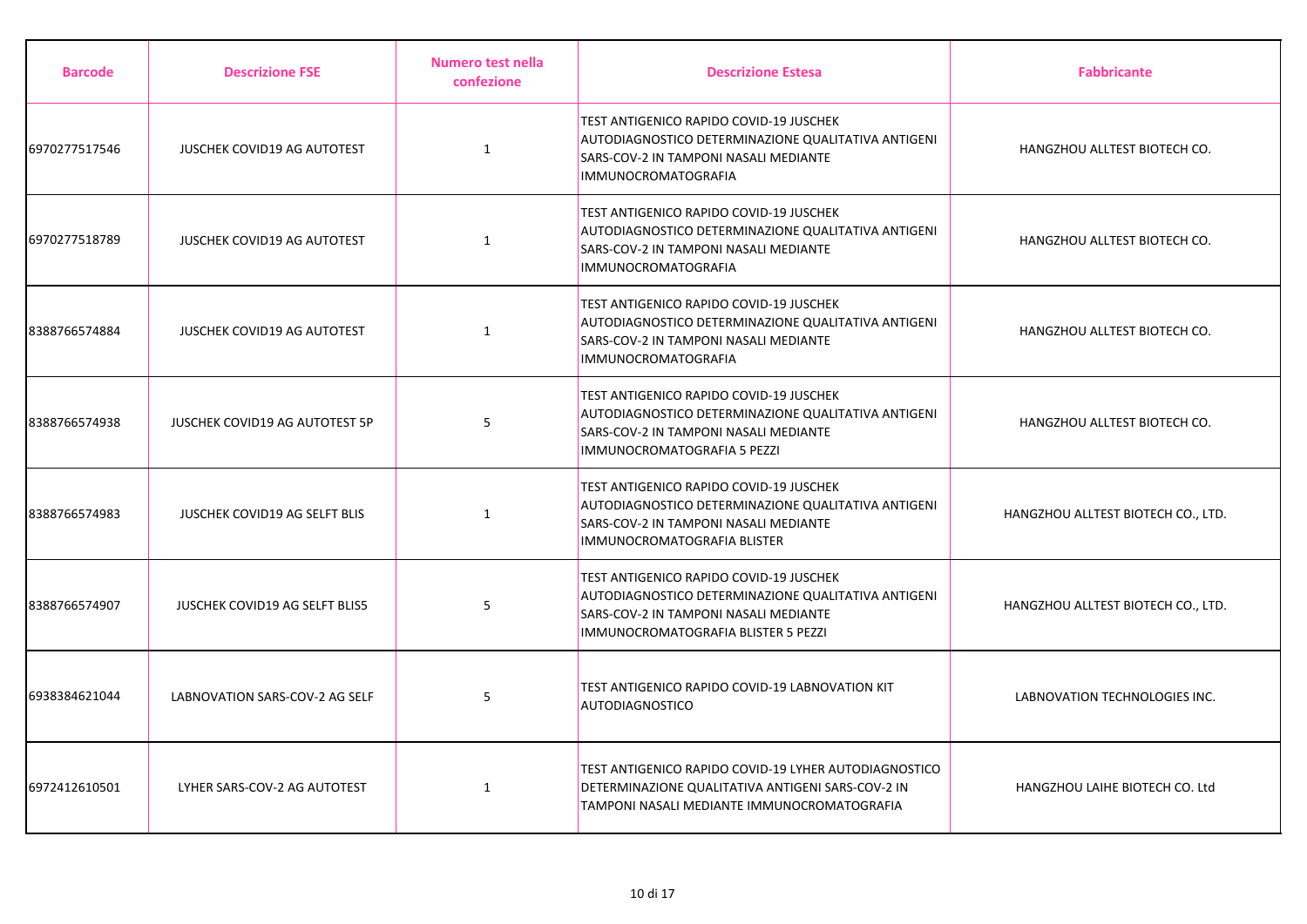| Barcode | Descrizione FSE | Numero test nella confezione | Descrizione Estesa | Fabbricante |
| --- | --- | --- | --- | --- |
| 6970277517546 | JUSCHEK COVID19 AG AUTOTEST | 1 | TEST ANTIGENICO RAPIDO COVID-19 JUSCHEK AUTODIAGNOSTICO DETERMINAZIONE QUALITATIVA ANTIGENI SARS-COV-2 IN TAMPONI NASALI MEDIANTE IMMUNOCROMATOGRAFIA | HANGZHOU ALLTEST BIOTECH CO. |
| 6970277518789 | JUSCHEK COVID19 AG AUTOTEST | 1 | TEST ANTIGENICO RAPIDO COVID-19 JUSCHEK AUTODIAGNOSTICO DETERMINAZIONE QUALITATIVA ANTIGENI SARS-COV-2 IN TAMPONI NASALI MEDIANTE IMMUNOCROMATOGRAFIA | HANGZHOU ALLTEST BIOTECH CO. |
| 8388766574884 | JUSCHEK COVID19 AG AUTOTEST | 1 | TEST ANTIGENICO RAPIDO COVID-19 JUSCHEK AUTODIAGNOSTICO DETERMINAZIONE QUALITATIVA ANTIGENI SARS-COV-2 IN TAMPONI NASALI MEDIANTE IMMUNOCROMATOGRAFIA | HANGZHOU ALLTEST BIOTECH CO. |
| 8388766574938 | JUSCHEK COVID19 AG AUTOTEST 5P | 5 | TEST ANTIGENICO RAPIDO COVID-19 JUSCHEK AUTODIAGNOSTICO DETERMINAZIONE QUALITATIVA ANTIGENI SARS-COV-2 IN TAMPONI NASALI MEDIANTE IMMUNOCROMATOGRAFIA 5 PEZZI | HANGZHOU ALLTEST BIOTECH CO. |
| 8388766574983 | JUSCHEK COVID19 AG SELFT BLIS | 1 | TEST ANTIGENICO RAPIDO COVID-19 JUSCHEK AUTODIAGNOSTICO DETERMINAZIONE QUALITATIVA ANTIGENI SARS-COV-2 IN TAMPONI NASALI MEDIANTE IMMUNOCROMATOGRAFIA BLISTER | HANGZHOU ALLTEST BIOTECH CO., LTD. |
| 8388766574907 | JUSCHEK COVID19 AG SELFT BLIS5 | 5 | TEST ANTIGENICO RAPIDO COVID-19 JUSCHEK AUTODIAGNOSTICO DETERMINAZIONE QUALITATIVA ANTIGENI SARS-COV-2 IN TAMPONI NASALI MEDIANTE IMMUNOCROMATOGRAFIA BLISTER 5 PEZZI | HANGZHOU ALLTEST BIOTECH CO., LTD. |
| 6938384621044 | LABNOVATION SARS-COV-2 AG SELF | 5 | TEST ANTIGENICO RAPIDO COVID-19 LABNOVATION KIT AUTODIAGNOSTICO | LABNOVATION TECHNOLOGIES INC. |
| 6972412610501 | LYHER SARS-COV-2 AG AUTOTEST | 1 | TEST ANTIGENICO RAPIDO COVID-19 LYHER AUTODIAGNOSTICO DETERMINAZIONE QUALITATIVA ANTIGENI SARS-COV-2 IN TAMPONI NASALI MEDIANTE IMMUNOCROMATOGRAFIA | HANGZHOU LAIHE BIOTECH CO. Ltd |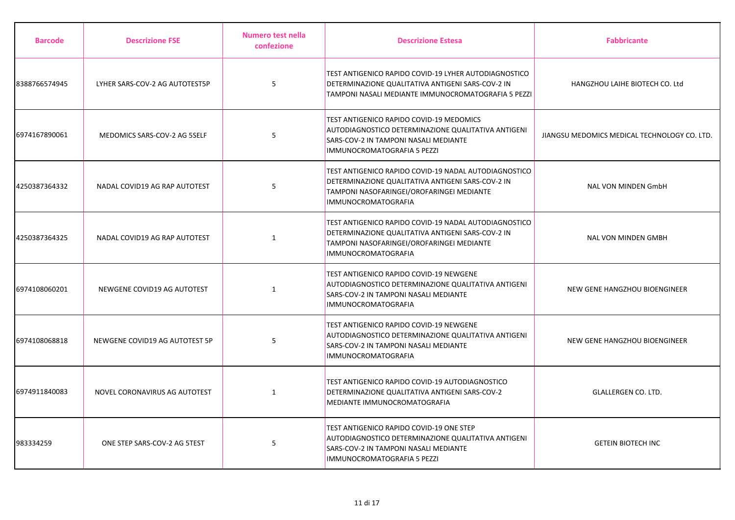| Barcode | Descrizione FSE | Numero test nella confezione | Descrizione Estesa | Fabbricante |
|---|---|---|---|---|
| 8388766574945 | LYHER SARS-COV-2 AG AUTOTEST5P | 5 | TEST ANTIGENICO RAPIDO COVID-19 LYHER AUTODIAGNOSTICO DETERMINAZIONE QUALITATIVA ANTIGENI SARS-COV-2 IN TAMPONI NASALI MEDIANTE IMMUNOCROMATOGRAFIA 5 PEZZI | HANGZHOU LAIHE BIOTECH CO. Ltd |
| 6974167890061 | MEDOMICS SARS-COV-2 AG 5SELF | 5 | TEST ANTIGENICO RAPIDO COVID-19 MEDOMICS AUTODIAGNOSTICO DETERMINAZIONE QUALITATIVA ANTIGENI SARS-COV-2 IN TAMPONI NASALI MEDIANTE IMMUNOCROMATOGRAFIA 5 PEZZI | JIANGSU MEDOMICS MEDICAL TECHNOLOGY CO. LTD. |
| 4250387364332 | NADAL COVID19 AG RAP AUTOTEST | 5 | TEST ANTIGENICO RAPIDO COVID-19 NADAL AUTODIAGNOSTICO DETERMINAZIONE QUALITATIVA ANTIGENI SARS-COV-2 IN TAMPONI NASOFARINGEI/OROFARINGEI MEDIANTE IMMUNOCROMATOGRAFIA | NAL VON MINDEN GmbH |
| 4250387364325 | NADAL COVID19 AG RAP AUTOTEST | 1 | TEST ANTIGENICO RAPIDO COVID-19 NADAL AUTODIAGNOSTICO DETERMINAZIONE QUALITATIVA ANTIGENI SARS-COV-2 IN TAMPONI NASOFARINGEI/OROFARINGEI MEDIANTE IMMUNOCROMATOGRAFIA | NAL VON MINDEN GMBH |
| 6974108060201 | NEWGENE COVID19 AG AUTOTEST | 1 | TEST ANTIGENICO RAPIDO COVID-19 NEWGENE AUTODIAGNOSTICO DETERMINAZIONE QUALITATIVA ANTIGENI SARS-COV-2 IN TAMPONI NASALI MEDIANTE IMMUNOCROMATOGRAFIA | NEW GENE HANGZHOU BIOENGINEER |
| 6974108068818 | NEWGENE COVID19 AG AUTOTEST 5P | 5 | TEST ANTIGENICO RAPIDO COVID-19 NEWGENE AUTODIAGNOSTICO DETERMINAZIONE QUALITATIVA ANTIGENI SARS-COV-2 IN TAMPONI NASALI MEDIANTE IMMUNOCROMATOGRAFIA | NEW GENE HANGZHOU BIOENGINEER |
| 6974911840083 | NOVEL CORONAVIRUS AG AUTOTEST | 1 | TEST ANTIGENICO RAPIDO COVID-19 AUTODIAGNOSTICO DETERMINAZIONE QUALITATIVA ANTIGENI SARS-COV-2 MEDIANTE IMMUNOCROMATOGRAFIA | GLALLERGEN CO. LTD. |
| 983334259 | ONE STEP SARS-COV-2 AG 5TEST | 5 | TEST ANTIGENICO RAPIDO COVID-19 ONE STEP AUTODIAGNOSTICO DETERMINAZIONE QUALITATIVA ANTIGENI SARS-COV-2 IN TAMPONI NASALI MEDIANTE IMMUNOCROMATOGRAFIA 5 PEZZI | GETEIN BIOTECH INC |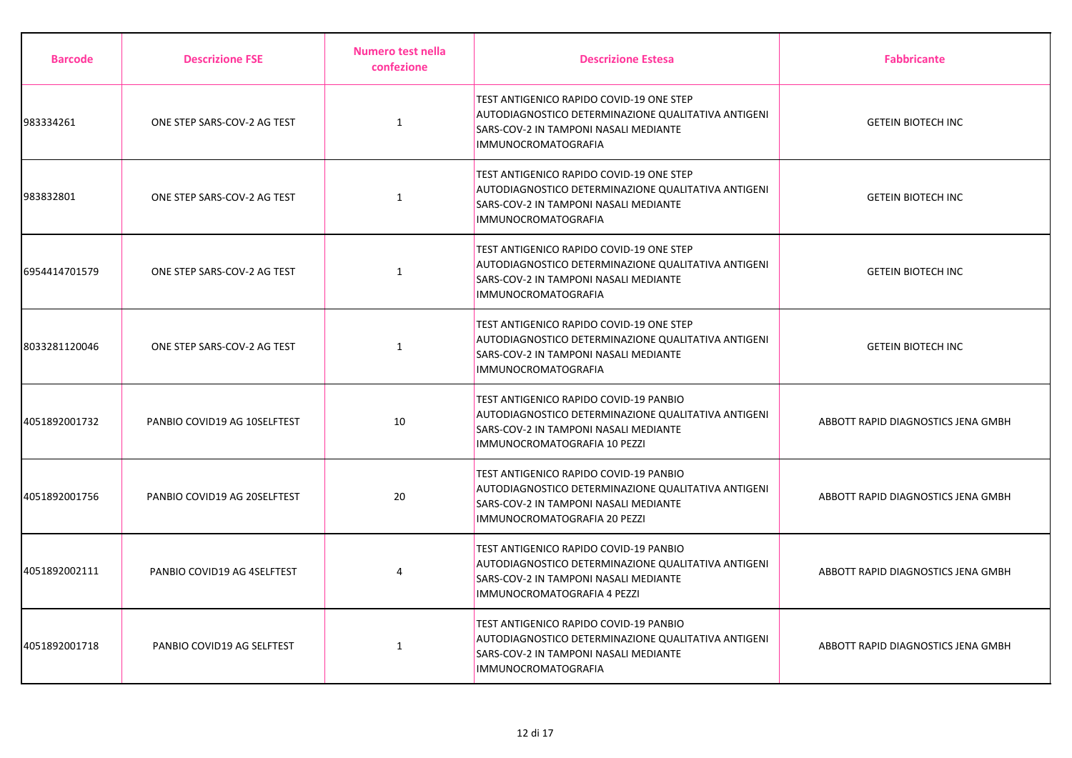| Barcode | Descrizione FSE | Numero test nella confezione | Descrizione Estesa | Fabbricante |
| --- | --- | --- | --- | --- |
| 983334261 | ONE STEP SARS-COV-2 AG TEST | 1 | TEST ANTIGENICO RAPIDO COVID-19 ONE STEP AUTODIAGNOSTICO DETERMINAZIONE QUALITATIVA ANTIGENI SARS-COV-2 IN TAMPONI NASALI MEDIANTE IMMUNOCROMATOGRAFIA | GETEIN BIOTECH INC |
| 983832801 | ONE STEP SARS-COV-2 AG TEST | 1 | TEST ANTIGENICO RAPIDO COVID-19 ONE STEP AUTODIAGNOSTICO DETERMINAZIONE QUALITATIVA ANTIGENI SARS-COV-2 IN TAMPONI NASALI MEDIANTE IMMUNOCROMATOGRAFIA | GETEIN BIOTECH INC |
| 6954414701579 | ONE STEP SARS-COV-2 AG TEST | 1 | TEST ANTIGENICO RAPIDO COVID-19 ONE STEP AUTODIAGNOSTICO DETERMINAZIONE QUALITATIVA ANTIGENI SARS-COV-2 IN TAMPONI NASALI MEDIANTE IMMUNOCROMATOGRAFIA | GETEIN BIOTECH INC |
| 8033281120046 | ONE STEP SARS-COV-2 AG TEST | 1 | TEST ANTIGENICO RAPIDO COVID-19 ONE STEP AUTODIAGNOSTICO DETERMINAZIONE QUALITATIVA ANTIGENI SARS-COV-2 IN TAMPONI NASALI MEDIANTE IMMUNOCROMATOGRAFIA | GETEIN BIOTECH INC |
| 4051892001732 | PANBIO COVID19 AG 10SELFTEST | 10 | TEST ANTIGENICO RAPIDO COVID-19 PANBIO AUTODIAGNOSTICO DETERMINAZIONE QUALITATIVA ANTIGENI SARS-COV-2 IN TAMPONI NASALI MEDIANTE IMMUNOCROMATOGRAFIA 10 PEZZI | ABBOTT RAPID DIAGNOSTICS JENA GMBH |
| 4051892001756 | PANBIO COVID19 AG 20SELFTEST | 20 | TEST ANTIGENICO RAPIDO COVID-19 PANBIO AUTODIAGNOSTICO DETERMINAZIONE QUALITATIVA ANTIGENI SARS-COV-2 IN TAMPONI NASALI MEDIANTE IMMUNOCROMATOGRAFIA 20 PEZZI | ABBOTT RAPID DIAGNOSTICS JENA GMBH |
| 4051892002111 | PANBIO COVID19 AG 4SELFTEST | 4 | TEST ANTIGENICO RAPIDO COVID-19 PANBIO AUTODIAGNOSTICO DETERMINAZIONE QUALITATIVA ANTIGENI SARS-COV-2 IN TAMPONI NASALI MEDIANTE IMMUNOCROMATOGRAFIA 4 PEZZI | ABBOTT RAPID DIAGNOSTICS JENA GMBH |
| 4051892001718 | PANBIO COVID19 AG SELFTEST | 1 | TEST ANTIGENICO RAPIDO COVID-19 PANBIO AUTODIAGNOSTICO DETERMINAZIONE QUALITATIVA ANTIGENI SARS-COV-2 IN TAMPONI NASALI MEDIANTE IMMUNOCROMATOGRAFIA | ABBOTT RAPID DIAGNOSTICS JENA GMBH |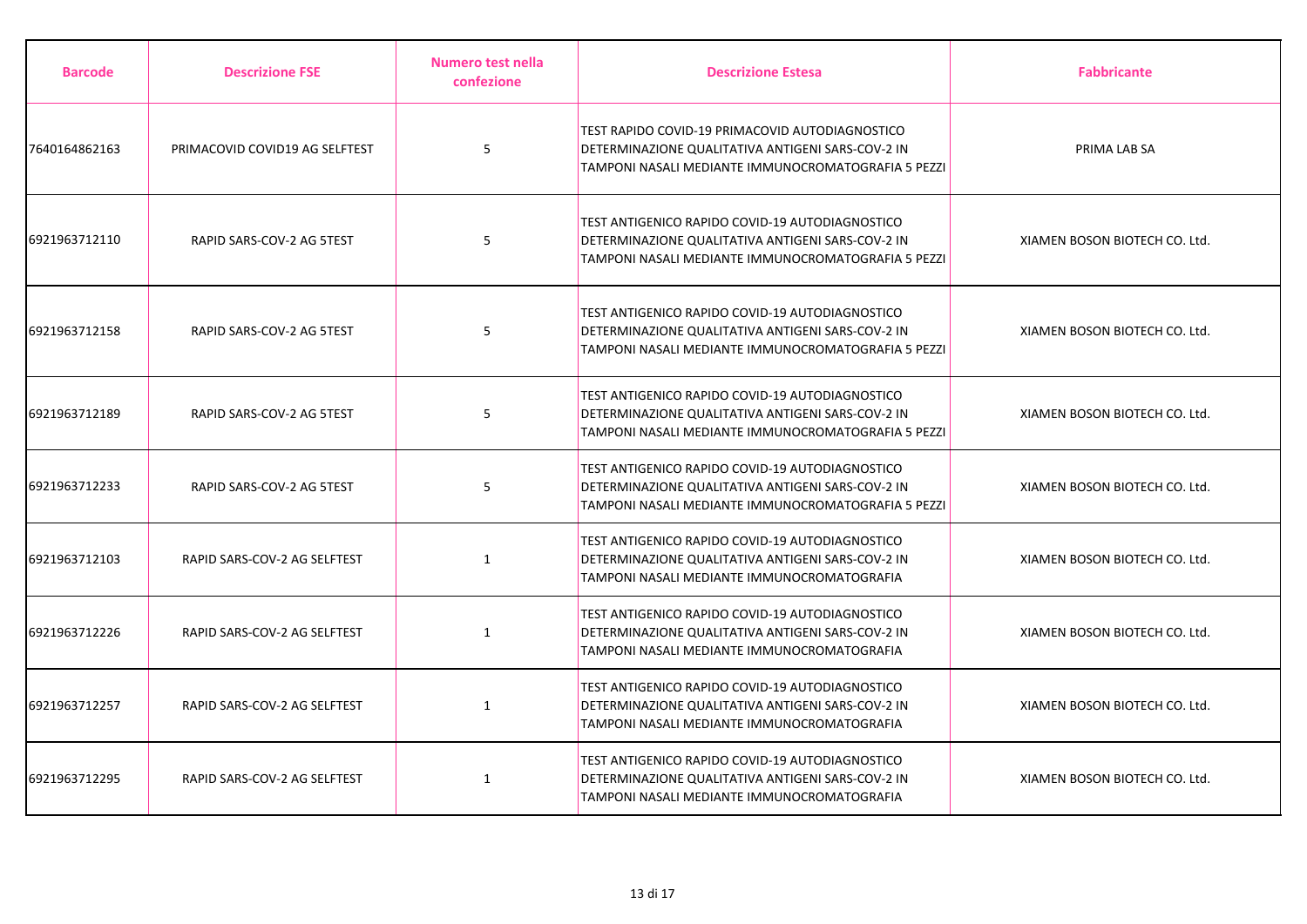| Barcode | Descrizione FSE | Numero test nella confezione | Descrizione Estesa | Fabbricante |
|---|---|---|---|---|
| 7640164862163 | PRIMACOVID COVID19 AG SELFTEST | 5 | TEST RAPIDO COVID-19 PRIMACOVID AUTODIAGNOSTICO DETERMINAZIONE QUALITATIVA ANTIGENI SARS-COV-2 IN TAMPONI NASALI MEDIANTE IMMUNOCROMATOGRAFIA 5 PEZZI | PRIMA LAB SA |
| 6921963712110 | RAPID SARS-COV-2 AG 5TEST | 5 | TEST ANTIGENICO RAPIDO COVID-19 AUTODIAGNOSTICO DETERMINAZIONE QUALITATIVA ANTIGENI SARS-COV-2 IN TAMPONI NASALI MEDIANTE IMMUNOCROMATOGRAFIA 5 PEZZI | XIAMEN BOSON BIOTECH CO. Ltd. |
| 6921963712158 | RAPID SARS-COV-2 AG 5TEST | 5 | TEST ANTIGENICO RAPIDO COVID-19 AUTODIAGNOSTICO DETERMINAZIONE QUALITATIVA ANTIGENI SARS-COV-2 IN TAMPONI NASALI MEDIANTE IMMUNOCROMATOGRAFIA 5 PEZZI | XIAMEN BOSON BIOTECH CO. Ltd. |
| 6921963712189 | RAPID SARS-COV-2 AG 5TEST | 5 | TEST ANTIGENICO RAPIDO COVID-19 AUTODIAGNOSTICO DETERMINAZIONE QUALITATIVA ANTIGENI SARS-COV-2 IN TAMPONI NASALI MEDIANTE IMMUNOCROMATOGRAFIA 5 PEZZI | XIAMEN BOSON BIOTECH CO. Ltd. |
| 6921963712233 | RAPID SARS-COV-2 AG 5TEST | 5 | TEST ANTIGENICO RAPIDO COVID-19 AUTODIAGNOSTICO DETERMINAZIONE QUALITATIVA ANTIGENI SARS-COV-2 IN TAMPONI NASALI MEDIANTE IMMUNOCROMATOGRAFIA 5 PEZZI | XIAMEN BOSON BIOTECH CO. Ltd. |
| 6921963712103 | RAPID SARS-COV-2 AG SELFTEST | 1 | TEST ANTIGENICO RAPIDO COVID-19 AUTODIAGNOSTICO DETERMINAZIONE QUALITATIVA ANTIGENI SARS-COV-2 IN TAMPONI NASALI MEDIANTE IMMUNOCROMATOGRAFIA | XIAMEN BOSON BIOTECH CO. Ltd. |
| 6921963712226 | RAPID SARS-COV-2 AG SELFTEST | 1 | TEST ANTIGENICO RAPIDO COVID-19 AUTODIAGNOSTICO DETERMINAZIONE QUALITATIVA ANTIGENI SARS-COV-2 IN TAMPONI NASALI MEDIANTE IMMUNOCROMATOGRAFIA | XIAMEN BOSON BIOTECH CO. Ltd. |
| 6921963712257 | RAPID SARS-COV-2 AG SELFTEST | 1 | TEST ANTIGENICO RAPIDO COVID-19 AUTODIAGNOSTICO DETERMINAZIONE QUALITATIVA ANTIGENI SARS-COV-2 IN TAMPONI NASALI MEDIANTE IMMUNOCROMATOGRAFIA | XIAMEN BOSON BIOTECH CO. Ltd. |
| 6921963712295 | RAPID SARS-COV-2 AG SELFTEST | 1 | TEST ANTIGENICO RAPIDO COVID-19 AUTODIAGNOSTICO DETERMINAZIONE QUALITATIVA ANTIGENI SARS-COV-2 IN TAMPONI NASALI MEDIANTE IMMUNOCROMATOGRAFIA | XIAMEN BOSON BIOTECH CO. Ltd. |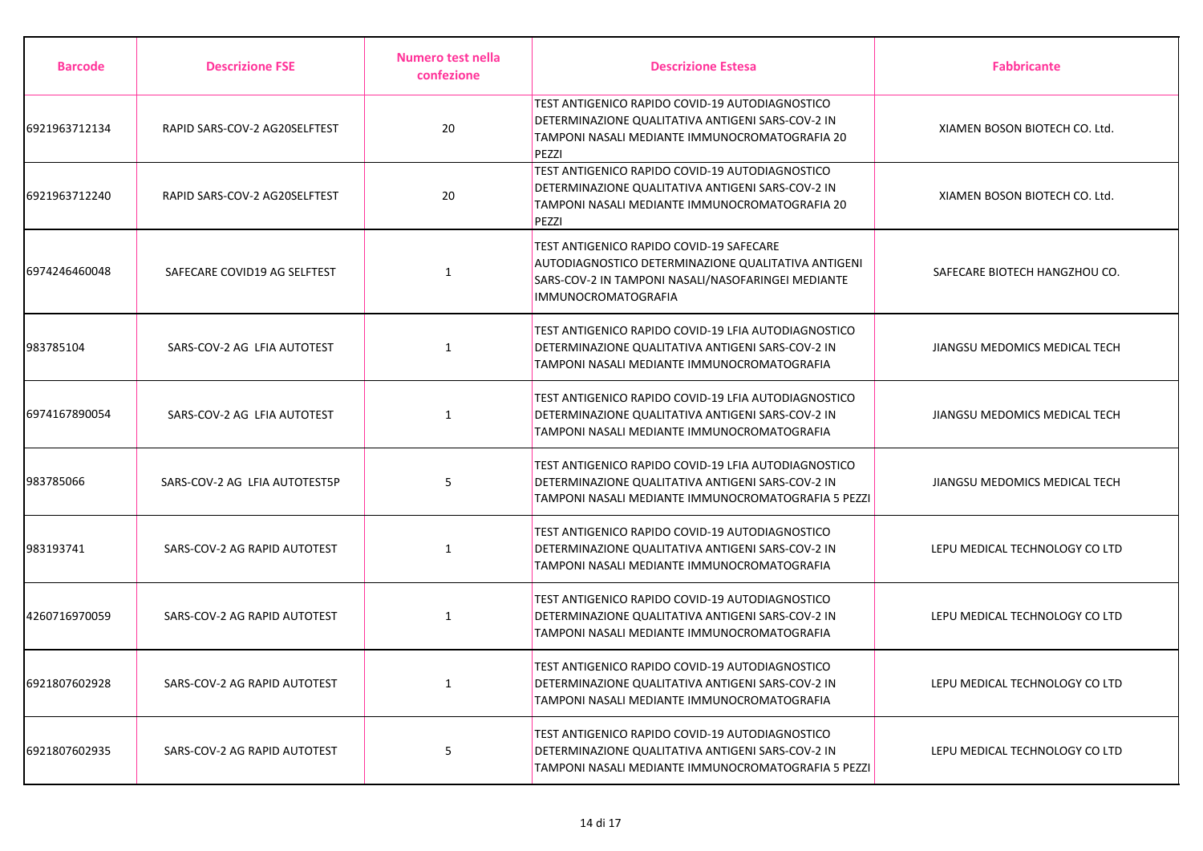| Barcode | Descrizione FSE | Numero test nella confezione | Descrizione Estesa | Fabbricante |
|---|---|---|---|---|
| 6921963712134 | RAPID SARS-COV-2 AG20SELFTEST | 20 | TEST ANTIGENICO RAPIDO COVID-19 AUTODIAGNOSTICO DETERMINAZIONE QUALITATIVA ANTIGENI SARS-COV-2 IN TAMPONI NASALI MEDIANTE IMMUNOCROMATOGRAFIA 20 PEZZI | XIAMEN BOSON BIOTECH CO. Ltd. |
| 6921963712240 | RAPID SARS-COV-2 AG20SELFTEST | 20 | TEST ANTIGENICO RAPIDO COVID-19 AUTODIAGNOSTICO DETERMINAZIONE QUALITATIVA ANTIGENI SARS-COV-2 IN TAMPONI NASALI MEDIANTE IMMUNOCROMATOGRAFIA 20 PEZZI | XIAMEN BOSON BIOTECH CO. Ltd. |
| 6974246460048 | SAFECARE COVID19 AG SELFTEST | 1 | TEST ANTIGENICO RAPIDO COVID-19 SAFECARE AUTODIAGNOSTICO DETERMINAZIONE QUALITATIVA ANTIGENI SARS-COV-2 IN TAMPONI NASALI/NASOFARINGEI MEDIANTE IMMUNOCROMATOGRAFIA | SAFECARE BIOTECH HANGZHOU CO. |
| 983785104 | SARS-COV-2 AG LFIA AUTOTEST | 1 | TEST ANTIGENICO RAPIDO COVID-19 LFIA AUTODIAGNOSTICO DETERMINAZIONE QUALITATIVA ANTIGENI SARS-COV-2 IN TAMPONI NASALI MEDIANTE IMMUNOCROMATOGRAFIA | JIANGSU MEDOMICS MEDICAL TECH |
| 6974167890054 | SARS-COV-2 AG LFIA AUTOTEST | 1 | TEST ANTIGENICO RAPIDO COVID-19 LFIA AUTODIAGNOSTICO DETERMINAZIONE QUALITATIVA ANTIGENI SARS-COV-2 IN TAMPONI NASALI MEDIANTE IMMUNOCROMATOGRAFIA | JIANGSU MEDOMICS MEDICAL TECH |
| 983785066 | SARS-COV-2 AG LFIA AUTOTEST5P | 5 | TEST ANTIGENICO RAPIDO COVID-19 LFIA AUTODIAGNOSTICO DETERMINAZIONE QUALITATIVA ANTIGENI SARS-COV-2 IN TAMPONI NASALI MEDIANTE IMMUNOCROMATOGRAFIA 5 PEZZI | JIANGSU MEDOMICS MEDICAL TECH |
| 983193741 | SARS-COV-2 AG RAPID AUTOTEST | 1 | TEST ANTIGENICO RAPIDO COVID-19 AUTODIAGNOSTICO DETERMINAZIONE QUALITATIVA ANTIGENI SARS-COV-2 IN TAMPONI NASALI MEDIANTE IMMUNOCROMATOGRAFIA | LEPU MEDICAL TECHNOLOGY CO LTD |
| 4260716970059 | SARS-COV-2 AG RAPID AUTOTEST | 1 | TEST ANTIGENICO RAPIDO COVID-19 AUTODIAGNOSTICO DETERMINAZIONE QUALITATIVA ANTIGENI SARS-COV-2 IN TAMPONI NASALI MEDIANTE IMMUNOCROMATOGRAFIA | LEPU MEDICAL TECHNOLOGY CO LTD |
| 6921807602928 | SARS-COV-2 AG RAPID AUTOTEST | 1 | TEST ANTIGENICO RAPIDO COVID-19 AUTODIAGNOSTICO DETERMINAZIONE QUALITATIVA ANTIGENI SARS-COV-2 IN TAMPONI NASALI MEDIANTE IMMUNOCROMATOGRAFIA | LEPU MEDICAL TECHNOLOGY CO LTD |
| 6921807602935 | SARS-COV-2 AG RAPID AUTOTEST | 5 | TEST ANTIGENICO RAPIDO COVID-19 AUTODIAGNOSTICO DETERMINAZIONE QUALITATIVA ANTIGENI SARS-COV-2 IN TAMPONI NASALI MEDIANTE IMMUNOCROMATOGRAFIA 5 PEZZI | LEPU MEDICAL TECHNOLOGY CO LTD |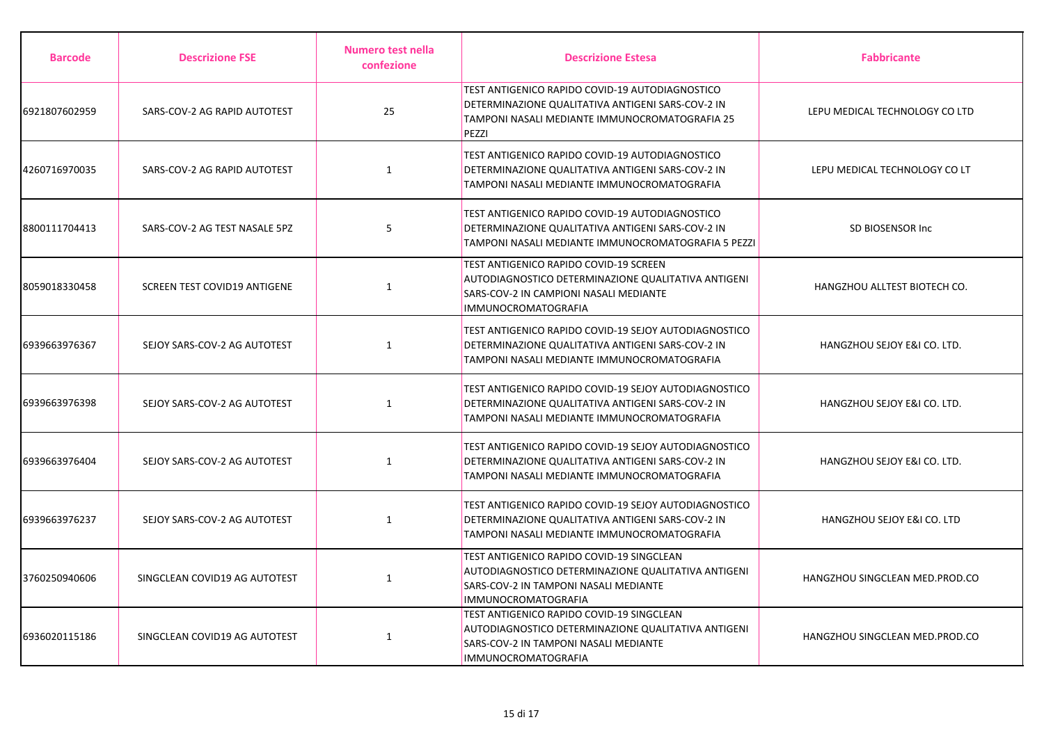| Barcode | Descrizione FSE | Numero test nella confezione | Descrizione Estesa | Fabbricante |
|---|---|---|---|---|
| 6921807602959 | SARS-COV-2 AG RAPID AUTOTEST | 25 | TEST ANTIGENICO RAPIDO COVID-19 AUTODIAGNOSTICO DETERMINAZIONE QUALITATIVA ANTIGENI SARS-COV-2 IN TAMPONI NASALI MEDIANTE IMMUNOCROMATOGRAFIA 25 PEZZI | LEPU MEDICAL TECHNOLOGY CO LTD |
| 4260716970035 | SARS-COV-2 AG RAPID AUTOTEST | 1 | TEST ANTIGENICO RAPIDO COVID-19 AUTODIAGNOSTICO DETERMINAZIONE QUALITATIVA ANTIGENI SARS-COV-2 IN TAMPONI NASALI MEDIANTE IMMUNOCROMATOGRAFIA | LEPU MEDICAL TECHNOLOGY CO LT |
| 8800111704413 | SARS-COV-2 AG TEST NASALE 5PZ | 5 | TEST ANTIGENICO RAPIDO COVID-19 AUTODIAGNOSTICO DETERMINAZIONE QUALITATIVA ANTIGENI SARS-COV-2 IN TAMPONI NASALI MEDIANTE IMMUNOCROMATOGRAFIA 5 PEZZI | SD BIOSENSOR Inc |
| 8059018330458 | SCREEN TEST COVID19 ANTIGENE | 1 | TEST ANTIGENICO RAPIDO COVID-19 SCREEN AUTODIAGNOSTICO DETERMINAZIONE QUALITATIVA ANTIGENI SARS-COV-2 IN CAMPIONI NASALI MEDIANTE IMMUNOCROMATOGRAFIA | HANGZHOU ALLTEST BIOTECH CO. |
| 6939663976367 | SEJOY SARS-COV-2 AG AUTOTEST | 1 | TEST ANTIGENICO RAPIDO COVID-19 SEJOY AUTODIAGNOSTICO DETERMINAZIONE QUALITATIVA ANTIGENI SARS-COV-2 IN TAMPONI NASALI MEDIANTE IMMUNOCROMATOGRAFIA | HANGZHOU SEJOY E&I CO. LTD. |
| 6939663976398 | SEJOY SARS-COV-2 AG AUTOTEST | 1 | TEST ANTIGENICO RAPIDO COVID-19 SEJOY AUTODIAGNOSTICO DETERMINAZIONE QUALITATIVA ANTIGENI SARS-COV-2 IN TAMPONI NASALI MEDIANTE IMMUNOCROMATOGRAFIA | HANGZHOU SEJOY E&I CO. LTD. |
| 6939663976404 | SEJOY SARS-COV-2 AG AUTOTEST | 1 | TEST ANTIGENICO RAPIDO COVID-19 SEJOY AUTODIAGNOSTICO DETERMINAZIONE QUALITATIVA ANTIGENI SARS-COV-2 IN TAMPONI NASALI MEDIANTE IMMUNOCROMATOGRAFIA | HANGZHOU SEJOY E&I CO. LTD. |
| 6939663976237 | SEJOY SARS-COV-2 AG AUTOTEST | 1 | TEST ANTIGENICO RAPIDO COVID-19 SEJOY AUTODIAGNOSTICO DETERMINAZIONE QUALITATIVA ANTIGENI SARS-COV-2 IN TAMPONI NASALI MEDIANTE IMMUNOCROMATOGRAFIA | HANGZHOU SEJOY E&I CO. LTD |
| 3760250940606 | SINGCLEAN COVID19 AG AUTOTEST | 1 | TEST ANTIGENICO RAPIDO COVID-19 SINGCLEAN AUTODIAGNOSTICO DETERMINAZIONE QUALITATIVA ANTIGENI SARS-COV-2 IN TAMPONI NASALI MEDIANTE IMMUNOCROMATOGRAFIA | HANGZHOU SINGCLEAN MED.PROD.CO |
| 6936020115186 | SINGCLEAN COVID19 AG AUTOTEST | 1 | TEST ANTIGENICO RAPIDO COVID-19 SINGCLEAN AUTODIAGNOSTICO DETERMINAZIONE QUALITATIVA ANTIGENI SARS-COV-2 IN TAMPONI NASALI MEDIANTE IMMUNOCROMATOGRAFIA | HANGZHOU SINGCLEAN MED.PROD.CO |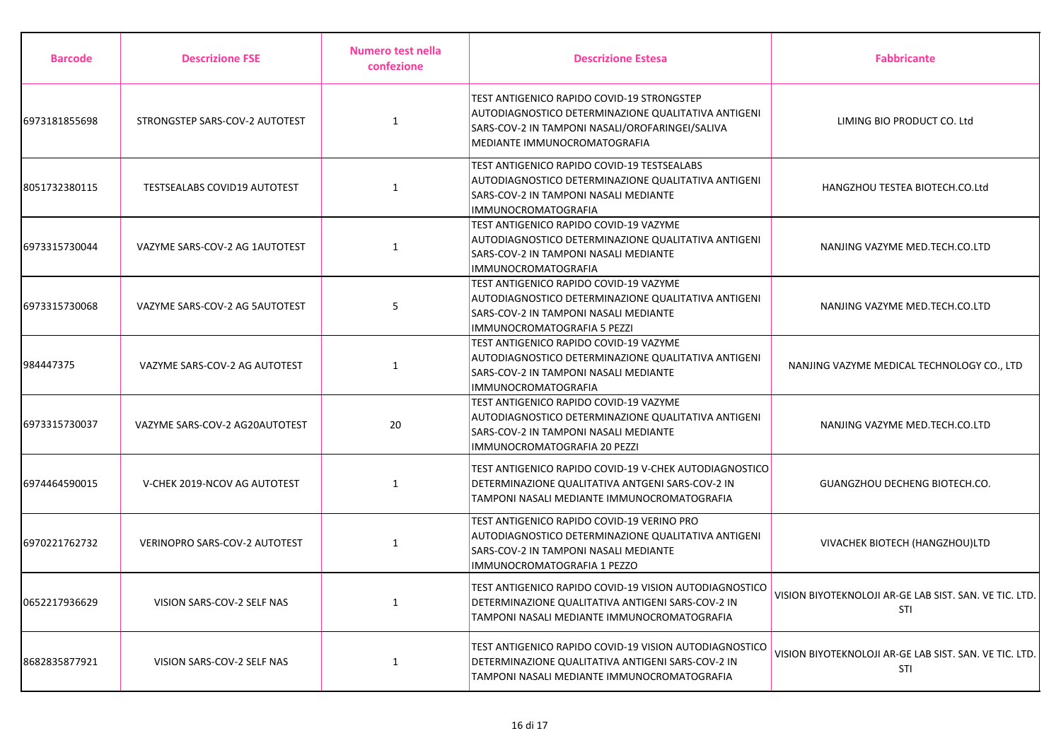| Barcode | Descrizione FSE | Numero test nella confezione | Descrizione Estesa | Fabbricante |
|---|---|---|---|---|
| 6973181855698 | STRONGSTEP SARS-COV-2 AUTOTEST | 1 | TEST ANTIGENICO RAPIDO COVID-19 STRONGSTEP AUTODIAGNOSTICO DETERMINAZIONE QUALITATIVA ANTIGENI SARS-COV-2 IN TAMPONI NASALI/OROFARINGEI/SALIVA MEDIANTE IMMUNOCROMATOGRAFIA | LIMING BIO PRODUCT CO. Ltd |
| 8051732380115 | TESTSEALABS COVID19 AUTOTEST | 1 | TEST ANTIGENICO RAPIDO COVID-19 TESTSEALABS AUTODIAGNOSTICO DETERMINAZIONE QUALITATIVA ANTIGENI SARS-COV-2 IN TAMPONI NASALI MEDIANTE IMMUNOCROMATOGRAFIA | HANGZHOU TESTEA BIOTECH.CO.Ltd |
| 6973315730044 | VAZYME SARS-COV-2 AG 1AUTOTEST | 1 | TEST ANTIGENICO RAPIDO COVID-19 VAZYME AUTODIAGNOSTICO DETERMINAZIONE QUALITATIVA ANTIGENI SARS-COV-2 IN TAMPONI NASALI MEDIANTE IMMUNOCROMATOGRAFIA | NANJING VAZYME MED.TECH.CO.LTD |
| 6973315730068 | VAZYME SARS-COV-2 AG 5AUTOTEST | 5 | TEST ANTIGENICO RAPIDO COVID-19 VAZYME AUTODIAGNOSTICO DETERMINAZIONE QUALITATIVA ANTIGENI SARS-COV-2 IN TAMPONI NASALI MEDIANTE IMMUNOCROMATOGRAFIA 5 PEZZI | NANJING VAZYME MED.TECH.CO.LTD |
| 984447375 | VAZYME SARS-COV-2 AG AUTOTEST | 1 | TEST ANTIGENICO RAPIDO COVID-19 VAZYME AUTODIAGNOSTICO DETERMINAZIONE QUALITATIVA ANTIGENI SARS-COV-2 IN TAMPONI NASALI MEDIANTE IMMUNOCROMATOGRAFIA | NANJING VAZYME MEDICAL TECHNOLOGY CO., LTD |
| 6973315730037 | VAZYME SARS-COV-2 AG20AUTOTEST | 20 | TEST ANTIGENICO RAPIDO COVID-19 VAZYME AUTODIAGNOSTICO DETERMINAZIONE QUALITATIVA ANTIGENI SARS-COV-2 IN TAMPONI NASALI MEDIANTE IMMUNOCROMATOGRAFIA 20 PEZZI | NANJING VAZYME MED.TECH.CO.LTD |
| 6974464590015 | V-CHEK 2019-NCOV AG AUTOTEST | 1 | TEST ANTIGENICO RAPIDO COVID-19 V-CHEK AUTODIAGNOSTICO DETERMINAZIONE QUALITATIVA ANTGENI SARS-COV-2 IN TAMPONI NASALI MEDIANTE IMMUNOCROMATOGRAFIA | GUANGZHOU DECHENG BIOTECH.CO. |
| 6970221762732 | VERINOPRO SARS-COV-2 AUTOTEST | 1 | TEST ANTIGENICO RAPIDO COVID-19 VERINO PRO AUTODIAGNOSTICO DETERMINAZIONE QUALITATIVA ANTIGENI SARS-COV-2 IN TAMPONI NASALI MEDIANTE IMMUNOCROMATOGRAFIA 1 PEZZO | VIVACHEK BIOTECH (HANGZHOU)LTD |
| 0652217936629 | VISION SARS-COV-2 SELF NAS | 1 | TEST ANTIGENICO RAPIDO COVID-19 VISION AUTODIAGNOSTICO DETERMINAZIONE QUALITATIVA ANTIGENI SARS-COV-2 IN TAMPONI NASALI MEDIANTE IMMUNOCROMATOGRAFIA | VISION BIYOTEKNOLOJI AR-GE LAB SIST. SAN. VE TIC. LTD. STI |
| 8682835877921 | VISION SARS-COV-2 SELF NAS | 1 | TEST ANTIGENICO RAPIDO COVID-19 VISION AUTODIAGNOSTICO DETERMINAZIONE QUALITATIVA ANTIGENI SARS-COV-2 IN TAMPONI NASALI MEDIANTE IMMUNOCROMATOGRAFIA | VISION BIYOTEKNOLOJI AR-GE LAB SIST. SAN. VE TIC. LTD. STI |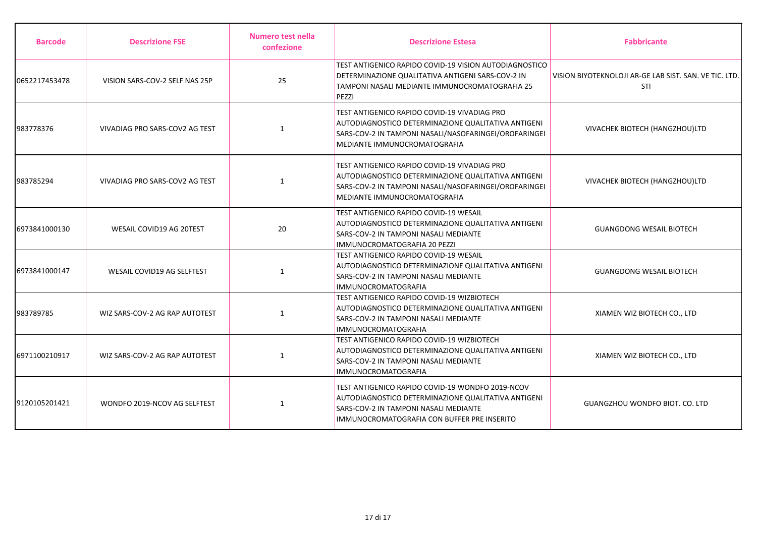| Barcode | Descrizione FSE | Numero test nella confezione | Descrizione Estesa | Fabbricante |
| --- | --- | --- | --- | --- |
| 0652217453478 | VISION SARS-COV-2 SELF NAS 25P | 25 | TEST ANTIGENICO RAPIDO COVID-19 VISION AUTODIAGNOSTICO DETERMINAZIONE QUALITATIVA ANTIGENI SARS-COV-2 IN TAMPONI NASALI MEDIANTE IMMUNOCROMATOGRAFIA 25 PEZZI | VISION BIYOTEKNOLOJI AR-GE LAB SIST. SAN. VE TIC. LTD. STI |
| 983778376 | VIVADIAG PRO SARS-COV2 AG TEST | 1 | TEST ANTIGENICO RAPIDO COVID-19 VIVADIAG PRO AUTODIAGNOSTICO DETERMINAZIONE QUALITATIVA ANTIGENI SARS-COV-2 IN TAMPONI NASALI/NASOFARINGEI/OROFARINGEI MEDIANTE IMMUNOCROMATOGRAFIA | VIVACHEK BIOTECH (HANGZHOU)LTD |
| 983785294 | VIVADIAG PRO SARS-COV2 AG TEST | 1 | TEST ANTIGENICO RAPIDO COVID-19 VIVADIAG PRO AUTODIAGNOSTICO DETERMINAZIONE QUALITATIVA ANTIGENI SARS-COV-2 IN TAMPONI NASALI/NASOFARINGEI/OROFARINGEI MEDIANTE IMMUNOCROMATOGRAFIA | VIVACHEK BIOTECH (HANGZHOU)LTD |
| 6973841000130 | WESAIL COVID19 AG 20TEST | 20 | TEST ANTIGENICO RAPIDO COVID-19 WESAIL AUTODIAGNOSTICO DETERMINAZIONE QUALITATIVA ANTIGENI SARS-COV-2 IN TAMPONI NASALI MEDIANTE IMMUNOCROMATOGRAFIA 20 PEZZI | GUANGDONG WESAIL BIOTECH |
| 6973841000147 | WESAIL COVID19 AG SELFTEST | 1 | TEST ANTIGENICO RAPIDO COVID-19 WESAIL AUTODIAGNOSTICO DETERMINAZIONE QUALITATIVA ANTIGENI SARS-COV-2 IN TAMPONI NASALI MEDIANTE IMMUNOCROMATOGRAFIA | GUANGDONG WESAIL BIOTECH |
| 983789785 | WIZ SARS-COV-2 AG RAP AUTOTEST | 1 | TEST ANTIGENICO RAPIDO COVID-19 WIZBIOTECH AUTODIAGNOSTICO DETERMINAZIONE QUALITATIVA ANTIGENI SARS-COV-2 IN TAMPONI NASALI MEDIANTE IMMUNOCROMATOGRAFIA | XIAMEN WIZ BIOTECH CO., LTD |
| 6971100210917 | WIZ SARS-COV-2 AG RAP AUTOTEST | 1 | TEST ANTIGENICO RAPIDO COVID-19 WIZBIOTECH AUTODIAGNOSTICO DETERMINAZIONE QUALITATIVA ANTIGENI SARS-COV-2 IN TAMPONI NASALI MEDIANTE IMMUNOCROMATOGRAFIA | XIAMEN WIZ BIOTECH CO., LTD |
| 9120105201421 | WONDFO 2019-NCOV AG SELFTEST | 1 | TEST ANTIGENICO RAPIDO COVID-19 WONDFO 2019-NCOV AUTODIAGNOSTICO DETERMINAZIONE QUALITATIVA ANTIGENI SARS-COV-2 IN TAMPONI NASALI MEDIANTE IMMUNOCROMATOGRAFIA CON BUFFER PRE INSERITO | GUANGZHOU WONDFO BIOT. CO. LTD |